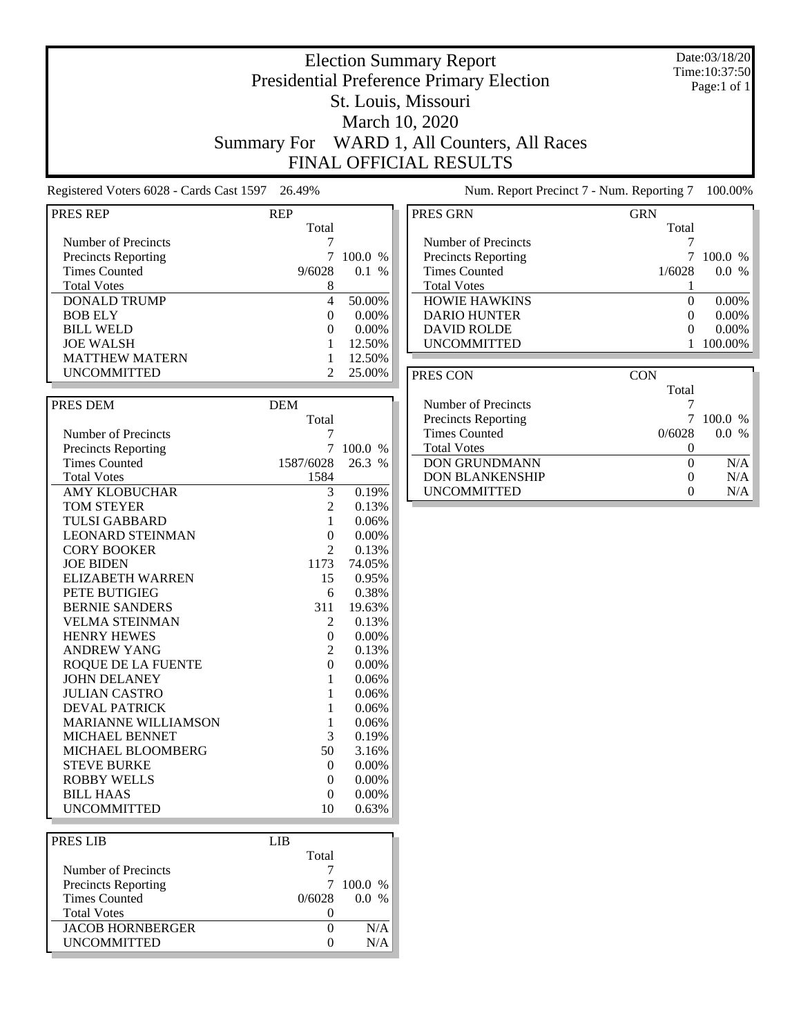# Election Summary Report

## Presidential Preference Primary Election

## St. Louis, Missouri

## March 10, 2020

## Summary For WARD 1, All Counters, All Races

## FINAL OFFICIAL RESULTS

Date:03/18/20
Time:10:37:50
Page:1 of 1

Registered Voters 6028 - Cards Cast 1597 26.49%

Num. Report Precinct 7 - Num. Reporting 7 100.00%

| PRES REP | REP | |
|---|---|---|
| | Total | |
| Number of Precincts | 7 | |
| Precincts Reporting | 7 | 100.0 % |
| Times Counted | 9/6028 | 0.1 % |
| Total Votes | 8 | |
| DONALD TRUMP | 4 | 50.00% |
| BOB ELY | 0 | 0.00% |
| BILL WELD | 0 | 0.00% |
| JOE WALSH | 1 | 12.50% |
| MATTHEW MATERN | 1 | 12.50% |
| UNCOMMITTED | 2 | 25.00% |

| PRES DEM | DEM | |
|---|---|---|
| | Total | |
| Number of Precincts | 7 | |
| Precincts Reporting | 7 | 100.0 % |
| Times Counted | 1587/6028 | 26.3 % |
| Total Votes | 1584 | |
| AMY KLOBUCHAR | 3 | 0.19% |
| TOM STEYER | 2 | 0.13% |
| TULSI GABBARD | 1 | 0.06% |
| LEONARD STEINMAN | 0 | 0.00% |
| CORY BOOKER | 2 | 0.13% |
| JOE BIDEN | 1173 | 74.05% |
| ELIZABETH WARREN | 15 | 0.95% |
| PETE BUTIGIEG | 6 | 0.38% |
| BERNIE SANDERS | 311 | 19.63% |
| VELMA STEINMAN | 2 | 0.13% |
| HENRY HEWES | 0 | 0.00% |
| ANDREW YANG | 2 | 0.13% |
| ROQUE DE LA FUENTE | 0 | 0.00% |
| JOHN DELANEY | 1 | 0.06% |
| JULIAN CASTRO | 1 | 0.06% |
| DEVAL PATRICK | 1 | 0.06% |
| MARIANNE WILLIAMSON | 1 | 0.06% |
| MICHAEL BENNET | 3 | 0.19% |
| MICHAEL BLOOMBERG | 50 | 3.16% |
| STEVE BURKE | 0 | 0.00% |
| ROBBY WELLS | 0 | 0.00% |
| BILL HAAS | 0 | 0.00% |
| UNCOMMITTED | 10 | 0.63% |

| PRES LIB | LIB | |
|---|---|---|
| | Total | |
| Number of Precincts | 7 | |
| Precincts Reporting | 7 | 100.0 % |
| Times Counted | 0/6028 | 0.0 % |
| Total Votes | 0 | |
| JACOB HORNBERGER | 0 | N/A |
| UNCOMMITTED | 0 | N/A |

| PRES GRN | GRN | |
|---|---|---|
| | Total | |
| Number of Precincts | 7 | |
| Precincts Reporting | 7 | 100.0 % |
| Times Counted | 1/6028 | 0.0 % |
| Total Votes | 1 | |
| HOWIE HAWKINS | 0 | 0.00% |
| DARIO HUNTER | 0 | 0.00% |
| DAVID ROLDE | 0 | 0.00% |
| UNCOMMITTED | 1 | 100.00% |

| PRES CON | CON | |
|---|---|---|
| | Total | |
| Number of Precincts | 7 | |
| Precincts Reporting | 7 | 100.0 % |
| Times Counted | 0/6028 | 0.0 % |
| Total Votes | 0 | |
| DON GRUNDMANN | 0 | N/A |
| DON BLANKENSHIP | 0 | N/A |
| UNCOMMITTED | 0 | N/A |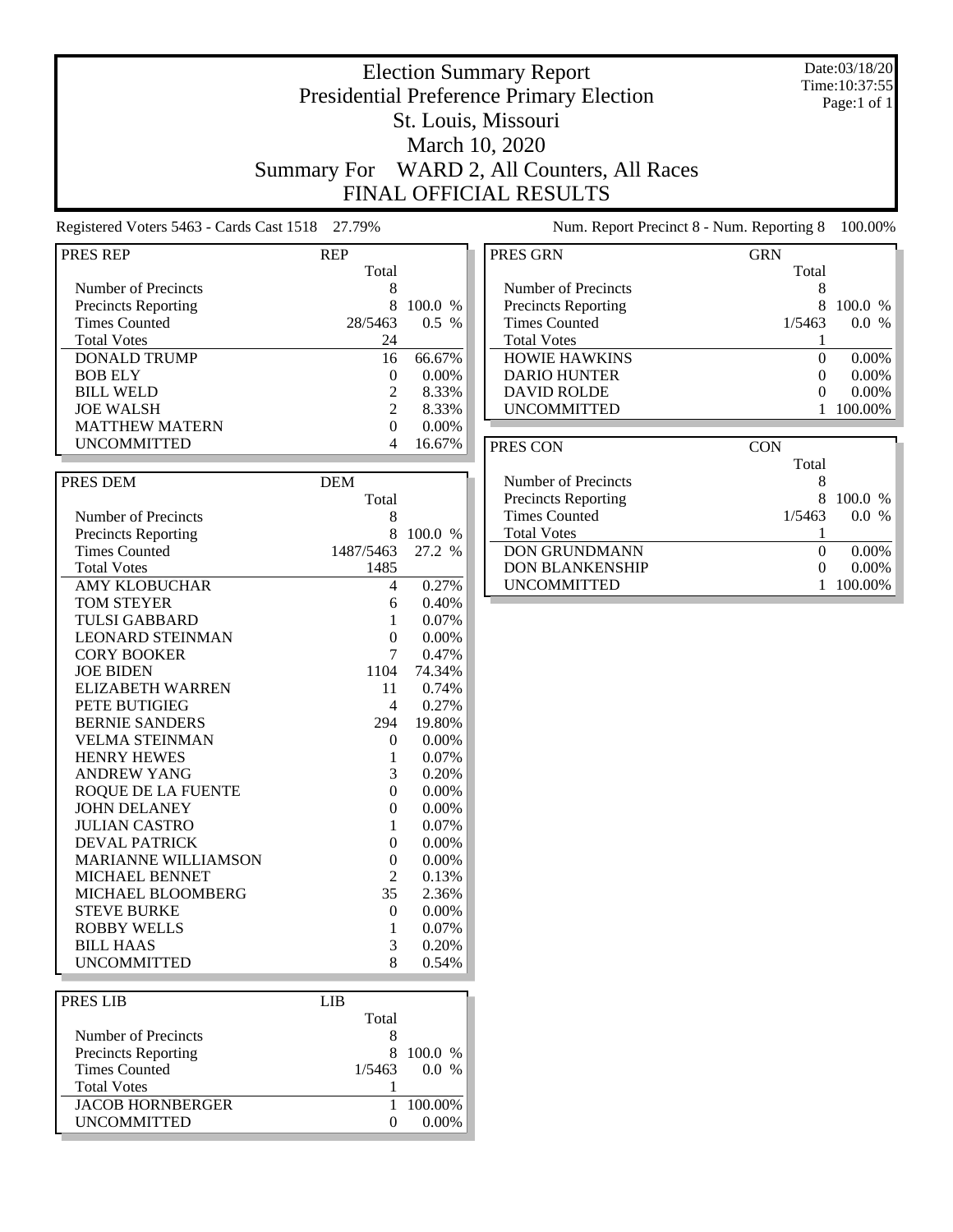# Election Summary Report
## Presidential Preference Primary Election
## St. Louis, Missouri
## March 10, 2020
## Summary For WARD 2, All Counters, All Races
## FINAL OFFICIAL RESULTS

Date:03/18/20
Time:10:37:55
Page:1 of 1

Registered Voters 5463 - Cards Cast 1518 27.79%

Num. Report Precinct 8 - Num. Reporting 8 100.00%

| PRES REP | REP | |
|---|---|---|
| | Total | |
| Number of Precincts | 8 | |
| Precincts Reporting | 8 | 100.0 % |
| Times Counted | 28/5463 | 0.5 % |
| Total Votes | 24 | |
| DONALD TRUMP | 16 | 66.67% |
| BOB ELY | 0 | 0.00% |
| BILL WELD | 2 | 8.33% |
| JOE WALSH | 2 | 8.33% |
| MATTHEW MATERN | 0 | 0.00% |
| UNCOMMITTED | 4 | 16.67% |

| PRES DEM | DEM | |
|---|---|---|
| | Total | |
| Number of Precincts | 8 | |
| Precincts Reporting | 8 | 100.0 % |
| Times Counted | 1487/5463 | 27.2 % |
| Total Votes | 1485 | |
| AMY KLOBUCHAR | 4 | 0.27% |
| TOM STEYER | 6 | 0.40% |
| TULSI GABBARD | 1 | 0.07% |
| LEONARD STEINMAN | 0 | 0.00% |
| CORY BOOKER | 7 | 0.47% |
| JOE BIDEN | 1104 | 74.34% |
| ELIZABETH WARREN | 11 | 0.74% |
| PETE BUTIGIEG | 4 | 0.27% |
| BERNIE SANDERS | 294 | 19.80% |
| VELMA STEINMAN | 0 | 0.00% |
| HENRY HEWES | 1 | 0.07% |
| ANDREW YANG | 3 | 0.20% |
| ROQUE DE LA FUENTE | 0 | 0.00% |
| JOHN DELANEY | 0 | 0.00% |
| JULIAN CASTRO | 1 | 0.07% |
| DEVAL PATRICK | 0 | 0.00% |
| MARIANNE WILLIAMSON | 0 | 0.00% |
| MICHAEL BENNET | 2 | 0.13% |
| MICHAEL BLOOMBERG | 35 | 2.36% |
| STEVE BURKE | 0 | 0.00% |
| ROBBY WELLS | 1 | 0.07% |
| BILL HAAS | 3 | 0.20% |
| UNCOMMITTED | 8 | 0.54% |

| PRES LIB | LIB | |
|---|---|---|
| | Total | |
| Number of Precincts | 8 | |
| Precincts Reporting | 8 | 100.0 % |
| Times Counted | 1/5463 | 0.0 % |
| Total Votes | 1 | |
| JACOB HORNBERGER | 1 | 100.00% |
| UNCOMMITTED | 0 | 0.00% |

| PRES GRN | GRN | |
|---|---|---|
| | Total | |
| Number of Precincts | 8 | |
| Precincts Reporting | 8 | 100.0 % |
| Times Counted | 1/5463 | 0.0 % |
| Total Votes | 1 | |
| HOWIE HAWKINS | 0 | 0.00% |
| DARIO HUNTER | 0 | 0.00% |
| DAVID ROLDE | 0 | 0.00% |
| UNCOMMITTED | 1 | 100.00% |

| PRES CON | CON | |
|---|---|---|
| | Total | |
| Number of Precincts | 8 | |
| Precincts Reporting | 8 | 100.0 % |
| Times Counted | 1/5463 | 0.0 % |
| Total Votes | 1 | |
| DON GRUNDMANN | 0 | 0.00% |
| DON BLANKENSHIP | 0 | 0.00% |
| UNCOMMITTED | 1 | 100.00% |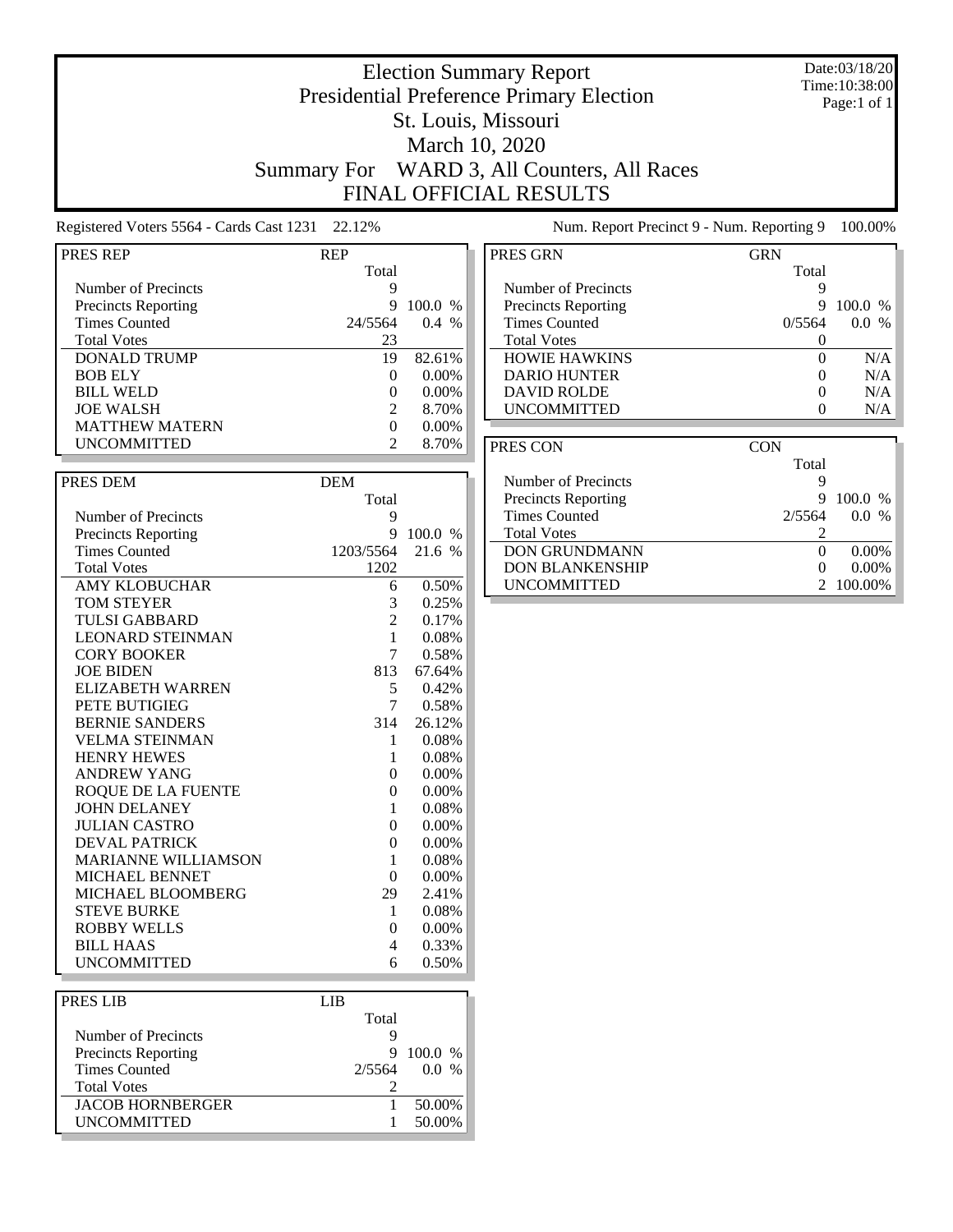# Election Summary Report

## Presidential Preference Primary Election

## St. Louis, Missouri

## March 10, 2020

## Summary For WARD 3, All Counters, All Races

## FINAL OFFICIAL RESULTS

Date:03/18/20
Time:10:38:00
Page:1 of 1

Registered Voters 5564 - Cards Cast 1231 22.12%

Num. Report Precinct 9 - Num. Reporting 9 100.00%

| PRES REP | REP | |
|---|---|---|
| | Total | |
| Number of Precincts | 9 | |
| Precincts Reporting | 9 | 100.0 % |
| Times Counted | 24/5564 | 0.4 % |
| Total Votes | 23 | |
| DONALD TRUMP | 19 | 82.61% |
| BOB ELY | 0 | 0.00% |
| BILL WELD | 0 | 0.00% |
| JOE WALSH | 2 | 8.70% |
| MATTHEW MATERN | 0 | 0.00% |
| UNCOMMITTED | 2 | 8.70% |

| PRES DEM | DEM | |
|---|---|---|
| | Total | |
| Number of Precincts | 9 | |
| Precincts Reporting | 9 | 100.0 % |
| Times Counted | 1203/5564 | 21.6 % |
| Total Votes | 1202 | |
| AMY KLOBUCHAR | 6 | 0.50% |
| TOM STEYER | 3 | 0.25% |
| TULSI GABBARD | 2 | 0.17% |
| LEONARD STEINMAN | 1 | 0.08% |
| CORY BOOKER | 7 | 0.58% |
| JOE BIDEN | 813 | 67.64% |
| ELIZABETH WARREN | 5 | 0.42% |
| PETE BUTIGIEG | 7 | 0.58% |
| BERNIE SANDERS | 314 | 26.12% |
| VELMA STEINMAN | 1 | 0.08% |
| HENRY HEWES | 1 | 0.08% |
| ANDREW YANG | 0 | 0.00% |
| ROQUE DE LA FUENTE | 0 | 0.00% |
| JOHN DELANEY | 1 | 0.08% |
| JULIAN CASTRO | 0 | 0.00% |
| DEVAL PATRICK | 0 | 0.00% |
| MARIANNE WILLIAMSON | 1 | 0.08% |
| MICHAEL BENNET | 0 | 0.00% |
| MICHAEL BLOOMBERG | 29 | 2.41% |
| STEVE BURKE | 1 | 0.08% |
| ROBBY WELLS | 0 | 0.00% |
| BILL HAAS | 4 | 0.33% |
| UNCOMMITTED | 6 | 0.50% |

| PRES LIB | LIB | |
|---|---|---|
| | Total | |
| Number of Precincts | 9 | |
| Precincts Reporting | 9 | 100.0 % |
| Times Counted | 2/5564 | 0.0 % |
| Total Votes | 2 | |
| JACOB HORNBERGER | 1 | 50.00% |
| UNCOMMITTED | 1 | 50.00% |

| PRES GRN | GRN | |
|---|---|---|
| | Total | |
| Number of Precincts | 9 | |
| Precincts Reporting | 9 | 100.0 % |
| Times Counted | 0/5564 | 0.0 % |
| Total Votes | 0 | |
| HOWIE HAWKINS | 0 | N/A |
| DARIO HUNTER | 0 | N/A |
| DAVID ROLDE | 0 | N/A |
| UNCOMMITTED | 0 | N/A |

| PRES CON | CON | |
|---|---|---|
| | Total | |
| Number of Precincts | 9 | |
| Precincts Reporting | 9 | 100.0 % |
| Times Counted | 2/5564 | 0.0 % |
| Total Votes | 2 | |
| DON GRUNDMANN | 0 | 0.00% |
| DON BLANKENSHIP | 0 | 0.00% |
| UNCOMMITTED | 2 | 100.00% |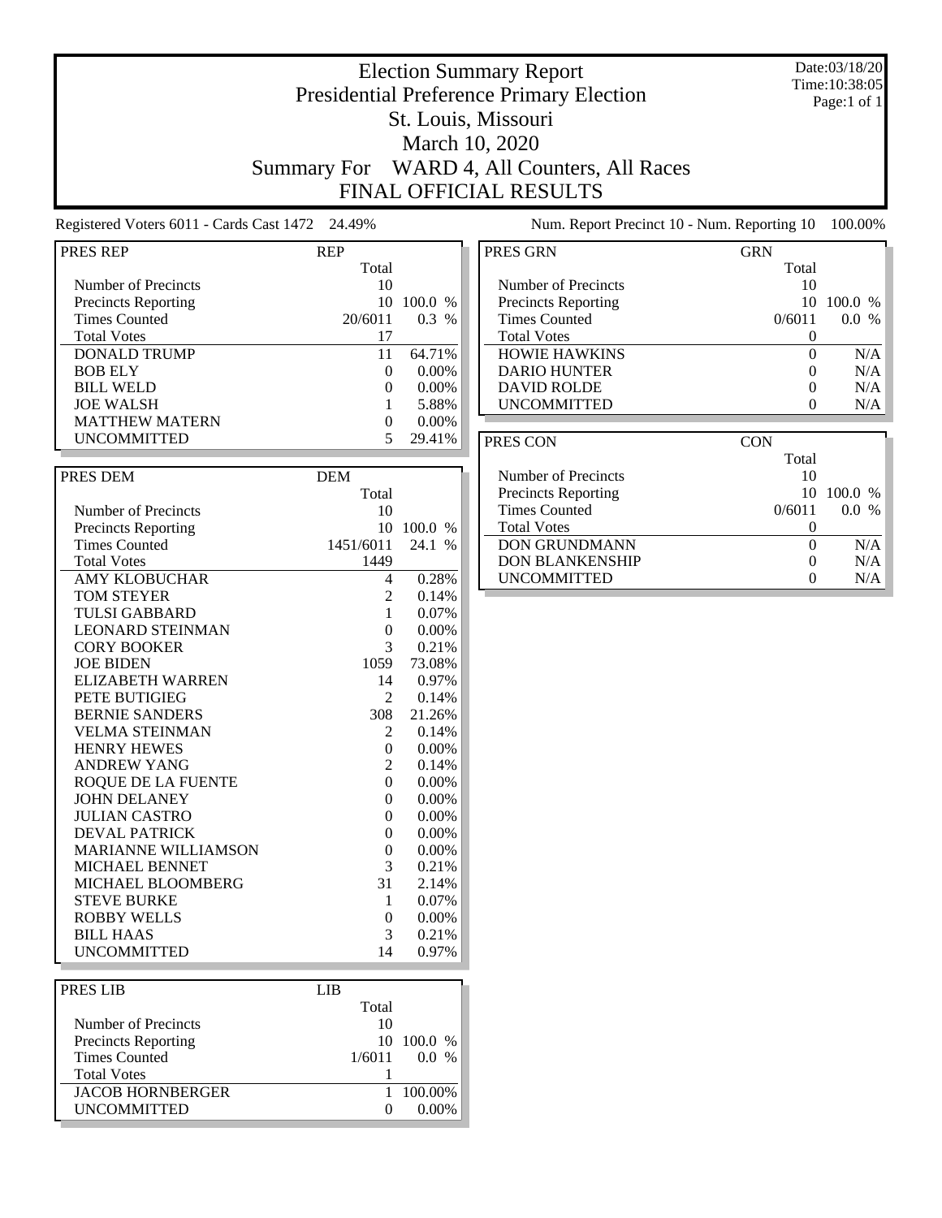# Election Summary Report

## Presidential Preference Primary Election

## St. Louis, Missouri

## March 10, 2020

## Summary For WARD 4, All Counters, All Races

## FINAL OFFICIAL RESULTS

Date:03/18/20
Time:10:38:05
Page:1 of 1

Registered Voters 6011 - Cards Cast 1472 24.49%

Num. Report Precinct 10 - Num. Reporting 10 100.00%

| PRES REP | REP | |
|---|---|---|
| | Total | |
| Number of Precincts | 10 | |
| Precincts Reporting | 10 | 100.0 % |
| Times Counted | 20/6011 | 0.3 % |
| Total Votes | 17 | |
| DONALD TRUMP | 11 | 64.71% |
| BOB ELY | 0 | 0.00% |
| BILL WELD | 0 | 0.00% |
| JOE WALSH | 1 | 5.88% |
| MATTHEW MATERN | 0 | 0.00% |
| UNCOMMITTED | 5 | 29.41% |

| PRES DEM | DEM | |
|---|---|---|
| | Total | |
| Number of Precincts | 10 | |
| Precincts Reporting | 10 | 100.0 % |
| Times Counted | 1451/6011 | 24.1 % |
| Total Votes | 1449 | |
| AMY KLOBUCHAR | 4 | 0.28% |
| TOM STEYER | 2 | 0.14% |
| TULSI GABBARD | 1 | 0.07% |
| LEONARD STEINMAN | 0 | 0.00% |
| CORY BOOKER | 3 | 0.21% |
| JOE BIDEN | 1059 | 73.08% |
| ELIZABETH WARREN | 14 | 0.97% |
| PETE BUTIGIEG | 2 | 0.14% |
| BERNIE SANDERS | 308 | 21.26% |
| VELMA STEINMAN | 2 | 0.14% |
| HENRY HEWES | 0 | 0.00% |
| ANDREW YANG | 2 | 0.14% |
| ROQUE DE LA FUENTE | 0 | 0.00% |
| JOHN DELANEY | 0 | 0.00% |
| JULIAN CASTRO | 0 | 0.00% |
| DEVAL PATRICK | 0 | 0.00% |
| MARIANNE WILLIAMSON | 0 | 0.00% |
| MICHAEL BENNET | 3 | 0.21% |
| MICHAEL BLOOMBERG | 31 | 2.14% |
| STEVE BURKE | 1 | 0.07% |
| ROBBY WELLS | 0 | 0.00% |
| BILL HAAS | 3 | 0.21% |
| UNCOMMITTED | 14 | 0.97% |

| PRES LIB | LIB | |
|---|---|---|
| | Total | |
| Number of Precincts | 10 | |
| Precincts Reporting | 10 | 100.0 % |
| Times Counted | 1/6011 | 0.0 % |
| Total Votes | 1 | |
| JACOB HORNBERGER | 1 | 100.00% |
| UNCOMMITTED | 0 | 0.00% |

| PRES GRN | GRN | |
|---|---|---|
| | Total | |
| Number of Precincts | 10 | |
| Precincts Reporting | 10 | 100.0 % |
| Times Counted | 0/6011 | 0.0 % |
| Total Votes | 0 | |
| HOWIE HAWKINS | 0 | N/A |
| DARIO HUNTER | 0 | N/A |
| DAVID ROLDE | 0 | N/A |
| UNCOMMITTED | 0 | N/A |

| PRES CON | CON | |
|---|---|---|
| | Total | |
| Number of Precincts | 10 | |
| Precincts Reporting | 10 | 100.0 % |
| Times Counted | 0/6011 | 0.0 % |
| Total Votes | 0 | |
| DON GRUNDMANN | 0 | N/A |
| DON BLANKENSHIP | 0 | N/A |
| UNCOMMITTED | 0 | N/A |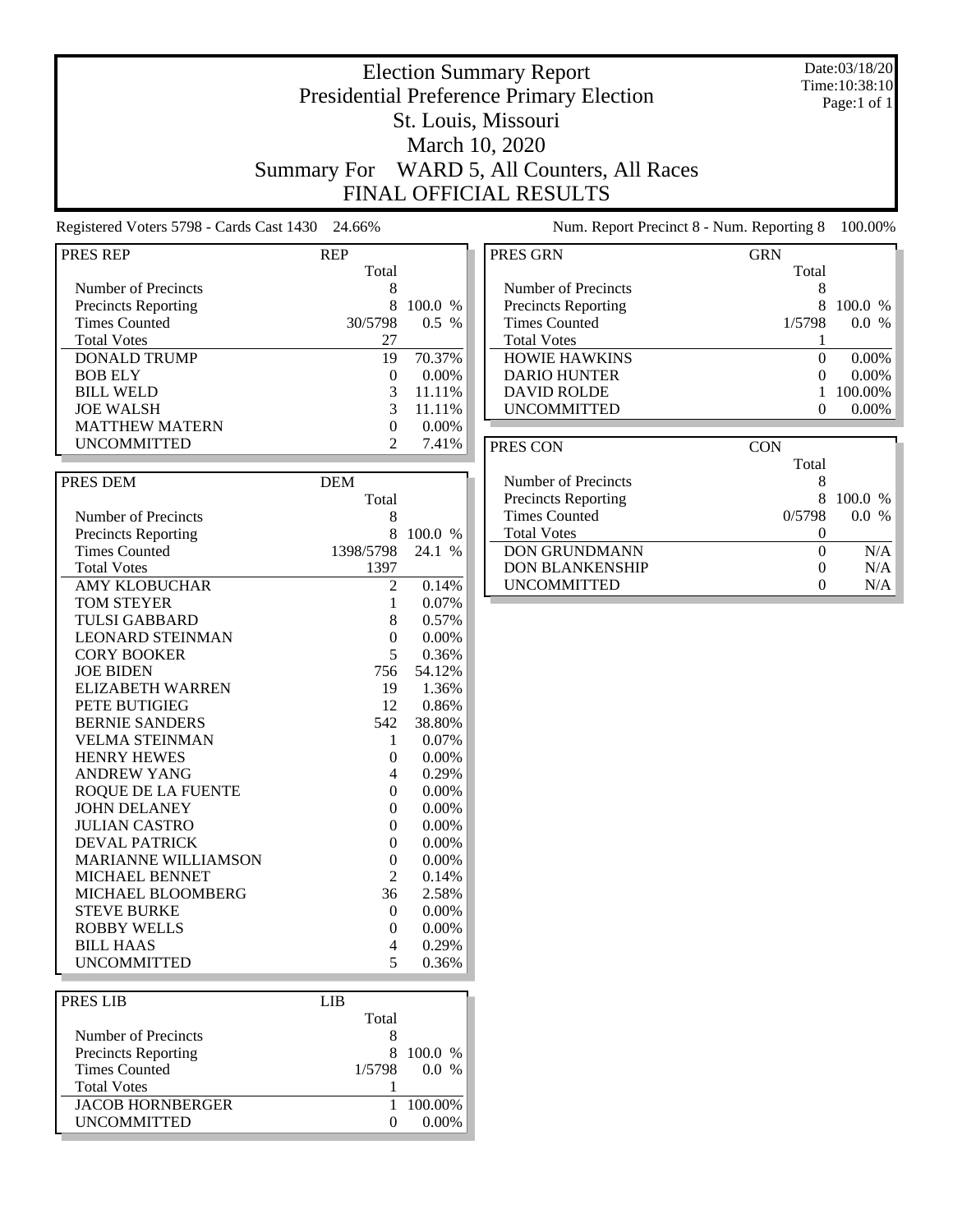# Election Summary Report

## Presidential Preference Primary Election

## St. Louis, Missouri

## March 10, 2020

## Summary For WARD 5, All Counters, All Races

## FINAL OFFICIAL RESULTS

Date:03/18/20
Time:10:38:10
Page:1 of 1

Registered Voters 5798 - Cards Cast 1430 24.66%

Num. Report Precinct 8 - Num. Reporting 8 100.00%

| PRES REP | REP Total | |
|---|---|---|
| Number of Precincts | 8 | |
| Precincts Reporting | 8 | 100.0 % |
| Times Counted | 30/5798 | 0.5 % |
| Total Votes | 27 | |
| DONALD TRUMP | 19 | 70.37% |
| BOB ELY | 0 | 0.00% |
| BILL WELD | 3 | 11.11% |
| JOE WALSH | 3 | 11.11% |
| MATTHEW MATERN | 0 | 0.00% |
| UNCOMMITTED | 2 | 7.41% |

| PRES DEM | DEM Total | |
|---|---|---|
| Number of Precincts | 8 | |
| Precincts Reporting | 8 | 100.0 % |
| Times Counted | 1398/5798 | 24.1 % |
| Total Votes | 1397 | |
| AMY KLOBUCHAR | 2 | 0.14% |
| TOM STEYER | 1 | 0.07% |
| TULSI GABBARD | 8 | 0.57% |
| LEONARD STEINMAN | 0 | 0.00% |
| CORY BOOKER | 5 | 0.36% |
| JOE BIDEN | 756 | 54.12% |
| ELIZABETH WARREN | 19 | 1.36% |
| PETE BUTIGIEG | 12 | 0.86% |
| BERNIE SANDERS | 542 | 38.80% |
| VELMA STEINMAN | 1 | 0.07% |
| HENRY HEWES | 0 | 0.00% |
| ANDREW YANG | 4 | 0.29% |
| ROQUE DE LA FUENTE | 0 | 0.00% |
| JOHN DELANEY | 0 | 0.00% |
| JULIAN CASTRO | 0 | 0.00% |
| DEVAL PATRICK | 0 | 0.00% |
| MARIANNE WILLIAMSON | 0 | 0.00% |
| MICHAEL BENNET | 2 | 0.14% |
| MICHAEL BLOOMBERG | 36 | 2.58% |
| STEVE BURKE | 0 | 0.00% |
| ROBBY WELLS | 0 | 0.00% |
| BILL HAAS | 4 | 0.29% |
| UNCOMMITTED | 5 | 0.36% |

| PRES LIB | LIB Total | |
|---|---|---|
| Number of Precincts | 8 | |
| Precincts Reporting | 8 | 100.0 % |
| Times Counted | 1/5798 | 0.0 % |
| Total Votes | 1 | |
| JACOB HORNBERGER | 1 | 100.00% |
| UNCOMMITTED | 0 | 0.00% |

| PRES GRN | GRN Total | |
|---|---|---|
| Number of Precincts | 8 | |
| Precincts Reporting | 8 | 100.0 % |
| Times Counted | 1/5798 | 0.0 % |
| Total Votes | 1 | |
| HOWIE HAWKINS | 0 | 0.00% |
| DARIO HUNTER | 0 | 0.00% |
| DAVID ROLDE | 1 | 100.00% |
| UNCOMMITTED | 0 | 0.00% |

| PRES CON | CON Total | |
|---|---|---|
| Number of Precincts | 8 | |
| Precincts Reporting | 8 | 100.0 % |
| Times Counted | 0/5798 | 0.0 % |
| Total Votes | 0 | |
| DON GRUNDMANN | 0 | N/A |
| DON BLANKENSHIP | 0 | N/A |
| UNCOMMITTED | 0 | N/A |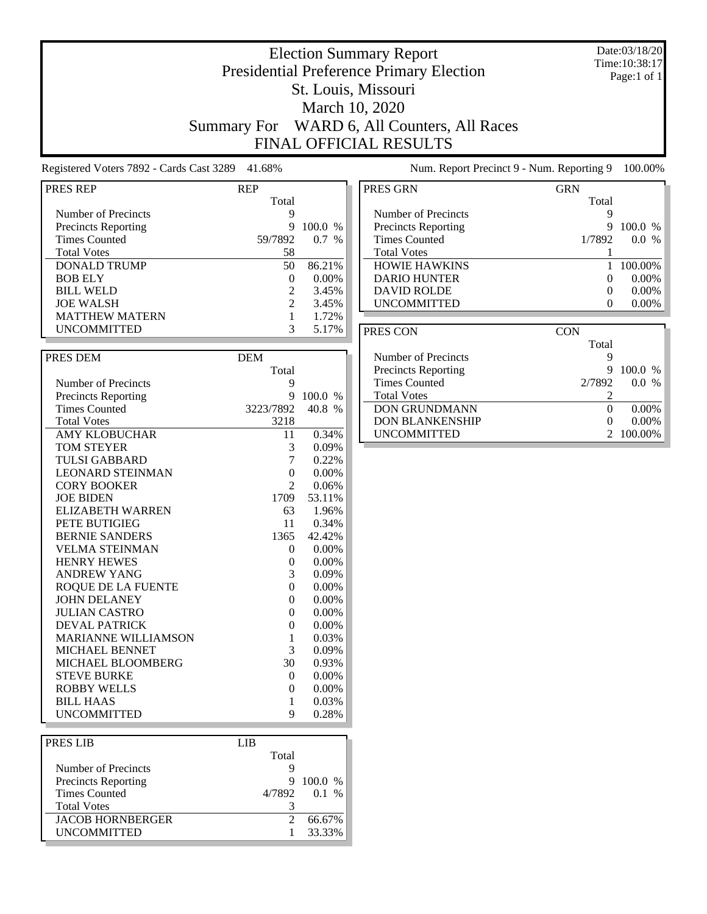# Election Summary Report

## Presidential Preference Primary Election

## St. Louis, Missouri

## March 10, 2020

## Summary For WARD 6, All Counters, All Races

## FINAL OFFICIAL RESULTS

Date:03/18/20
Time:10:38:17
Page:1 of 1

Registered Voters 7892 - Cards Cast 3289 41.68%

Num. Report Precinct 9 - Num. Reporting 9 100.00%

| PRES REP | REP | |
|---|---|---|
| | Total | |
| Number of Precincts | 9 | |
| Precincts Reporting | 9 | 100.0 % |
| Times Counted | 59/7892 | 0.7 % |
| Total Votes | 58 | |
| DONALD TRUMP | 50 | 86.21% |
| BOB ELY | 0 | 0.00% |
| BILL WELD | 2 | 3.45% |
| JOE WALSH | 2 | 3.45% |
| MATTHEW MATERN | 1 | 1.72% |
| UNCOMMITTED | 3 | 5.17% |

| PRES DEM | DEM | |
|---|---|---|
| | Total | |
| Number of Precincts | 9 | |
| Precincts Reporting | 9 | 100.0 % |
| Times Counted | 3223/7892 | 40.8 % |
| Total Votes | 3218 | |
| AMY KLOBUCHAR | 11 | 0.34% |
| TOM STEYER | 3 | 0.09% |
| TULSI GABBARD | 7 | 0.22% |
| LEONARD STEINMAN | 0 | 0.00% |
| CORY BOOKER | 2 | 0.06% |
| JOE BIDEN | 1709 | 53.11% |
| ELIZABETH WARREN | 63 | 1.96% |
| PETE BUTIGIEG | 11 | 0.34% |
| BERNIE SANDERS | 1365 | 42.42% |
| VELMA STEINMAN | 0 | 0.00% |
| HENRY HEWES | 0 | 0.00% |
| ANDREW YANG | 3 | 0.09% |
| ROQUE DE LA FUENTE | 0 | 0.00% |
| JOHN DELANEY | 0 | 0.00% |
| JULIAN CASTRO | 0 | 0.00% |
| DEVAL PATRICK | 0 | 0.00% |
| MARIANNE WILLIAMSON | 1 | 0.03% |
| MICHAEL BENNET | 3 | 0.09% |
| MICHAEL BLOOMBERG | 30 | 0.93% |
| STEVE BURKE | 0 | 0.00% |
| ROBBY WELLS | 0 | 0.00% |
| BILL HAAS | 1 | 0.03% |
| UNCOMMITTED | 9 | 0.28% |

| PRES LIB | LIB | |
|---|---|---|
| | Total | |
| Number of Precincts | 9 | |
| Precincts Reporting | 9 | 100.0 % |
| Times Counted | 4/7892 | 0.1 % |
| Total Votes | 3 | |
| JACOB HORNBERGER | 2 | 66.67% |
| UNCOMMITTED | 1 | 33.33% |

| PRES GRN | GRN | |
|---|---|---|
| | Total | |
| Number of Precincts | 9 | |
| Precincts Reporting | 9 | 100.0 % |
| Times Counted | 1/7892 | 0.0 % |
| Total Votes | 1 | |
| HOWIE HAWKINS | 1 | 100.00% |
| DARIO HUNTER | 0 | 0.00% |
| DAVID ROLDE | 0 | 0.00% |
| UNCOMMITTED | 0 | 0.00% |

| PRES CON | CON | |
|---|---|---|
| | Total | |
| Number of Precincts | 9 | |
| Precincts Reporting | 9 | 100.0 % |
| Times Counted | 2/7892 | 0.0 % |
| Total Votes | 2 | |
| DON GRUNDMANN | 0 | 0.00% |
| DON BLANKENSHIP | 0 | 0.00% |
| UNCOMMITTED | 2 | 100.00% |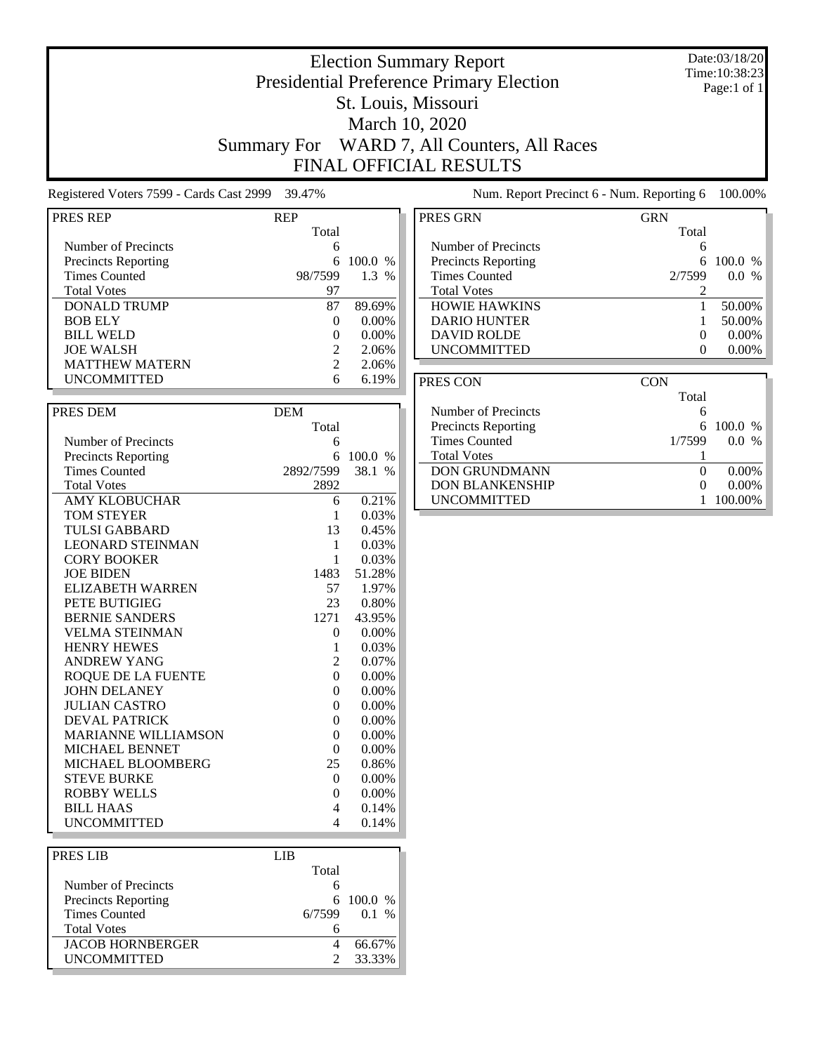# Election Summary Report

Presidential Preference Primary Election
St. Louis, Missouri
March 10, 2020
Summary For WARD 7, All Counters, All Races
FINAL OFFICIAL RESULTS

Date:03/18/20
Time:10:38:23
Page:1 of 1

Registered Voters 7599 - Cards Cast 2999 39.47%

Num. Report Precinct 6 - Num. Reporting 6 100.00%

| PRES REP | REP | |
|---|---|---|
| | Total | |
| Number of Precincts | 6 | |
| Precincts Reporting | 6 | 100.0 % |
| Times Counted | 98/7599 | 1.3 % |
| Total Votes | 97 | |
| DONALD TRUMP | 87 | 89.69% |
| BOB ELY | 0 | 0.00% |
| BILL WELD | 0 | 0.00% |
| JOE WALSH | 2 | 2.06% |
| MATTHEW MATERN | 2 | 2.06% |
| UNCOMMITTED | 6 | 6.19% |

| PRES DEM | DEM | |
|---|---|---|
| | Total | |
| Number of Precincts | 6 | |
| Precincts Reporting | 6 | 100.0 % |
| Times Counted | 2892/7599 | 38.1 % |
| Total Votes | 2892 | |
| AMY KLOBUCHAR | 6 | 0.21% |
| TOM STEYER | 1 | 0.03% |
| TULSI GABBARD | 13 | 0.45% |
| LEONARD STEINMAN | 1 | 0.03% |
| CORY BOOKER | 1 | 0.03% |
| JOE BIDEN | 1483 | 51.28% |
| ELIZABETH WARREN | 57 | 1.97% |
| PETE BUTIGIEG | 23 | 0.80% |
| BERNIE SANDERS | 1271 | 43.95% |
| VELMA STEINMAN | 0 | 0.00% |
| HENRY HEWES | 1 | 0.03% |
| ANDREW YANG | 2 | 0.07% |
| ROQUE DE LA FUENTE | 0 | 0.00% |
| JOHN DELANEY | 0 | 0.00% |
| JULIAN CASTRO | 0 | 0.00% |
| DEVAL PATRICK | 0 | 0.00% |
| MARIANNE WILLIAMSON | 0 | 0.00% |
| MICHAEL BENNET | 0 | 0.00% |
| MICHAEL BLOOMBERG | 25 | 0.86% |
| STEVE BURKE | 0 | 0.00% |
| ROBBY WELLS | 0 | 0.00% |
| BILL HAAS | 4 | 0.14% |
| UNCOMMITTED | 4 | 0.14% |

| PRES LIB | LIB | |
|---|---|---|
| | Total | |
| Number of Precincts | 6 | |
| Precincts Reporting | 6 | 100.0 % |
| Times Counted | 6/7599 | 0.1 % |
| Total Votes | 6 | |
| JACOB HORNBERGER | 4 | 66.67% |
| UNCOMMITTED | 2 | 33.33% |

| PRES GRN | GRN | |
|---|---|---|
| | Total | |
| Number of Precincts | 6 | |
| Precincts Reporting | 6 | 100.0 % |
| Times Counted | 2/7599 | 0.0 % |
| Total Votes | 2 | |
| HOWIE HAWKINS | 1 | 50.00% |
| DARIO HUNTER | 1 | 50.00% |
| DAVID ROLDE | 0 | 0.00% |
| UNCOMMITTED | 0 | 0.00% |

| PRES CON | CON | |
|---|---|---|
| | Total | |
| Number of Precincts | 6 | |
| Precincts Reporting | 6 | 100.0 % |
| Times Counted | 1/7599 | 0.0 % |
| Total Votes | 1 | |
| DON GRUNDMANN | 0 | 0.00% |
| DON BLANKENSHIP | 0 | 0.00% |
| UNCOMMITTED | 1 | 100.00% |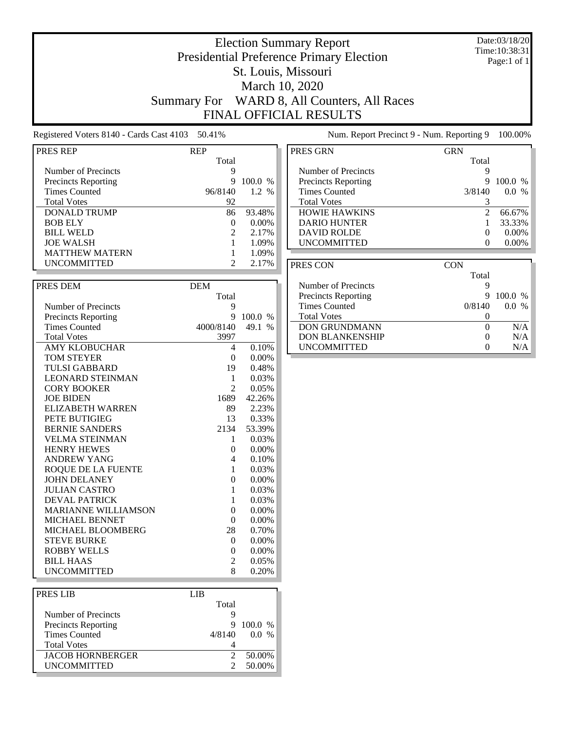# Election Summary Report
## Presidential Preference Primary Election
## St. Louis, Missouri
## March 10, 2020
## Summary For WARD 8, All Counters, All Races
## FINAL OFFICIAL RESULTS

Date:03/18/20
Time:10:38:31
Page:1 of 1

Registered Voters 8140 - Cards Cast 4103 50.41%

Num. Report Precinct 9 - Num. Reporting 9 100.00%

| PRES REP | REP Total | |
|---|---|---|
| Number of Precincts | 9 | |
| Precincts Reporting | 9 | 100.0 % |
| Times Counted | 96/8140 | 1.2 % |
| Total Votes | 92 | |
| DONALD TRUMP | 86 | 93.48% |
| BOB ELY | 0 | 0.00% |
| BILL WELD | 2 | 2.17% |
| JOE WALSH | 1 | 1.09% |
| MATTHEW MATERN | 1 | 1.09% |
| UNCOMMITTED | 2 | 2.17% |

| PRES DEM | DEM Total | |
|---|---|---|
| Number of Precincts | 9 | |
| Precincts Reporting | 9 | 100.0 % |
| Times Counted | 4000/8140 | 49.1 % |
| Total Votes | 3997 | |
| AMY KLOBUCHAR | 4 | 0.10% |
| TOM STEYER | 0 | 0.00% |
| TULSI GABBARD | 19 | 0.48% |
| LEONARD STEINMAN | 1 | 0.03% |
| CORY BOOKER | 2 | 0.05% |
| JOE BIDEN | 1689 | 42.26% |
| ELIZABETH WARREN | 89 | 2.23% |
| PETE BUTIGIEG | 13 | 0.33% |
| BERNIE SANDERS | 2134 | 53.39% |
| VELMA STEINMAN | 1 | 0.03% |
| HENRY HEWES | 0 | 0.00% |
| ANDREW YANG | 4 | 0.10% |
| ROQUE DE LA FUENTE | 1 | 0.03% |
| JOHN DELANEY | 0 | 0.00% |
| JULIAN CASTRO | 1 | 0.03% |
| DEVAL PATRICK | 1 | 0.03% |
| MARIANNE WILLIAMSON | 0 | 0.00% |
| MICHAEL BENNET | 0 | 0.00% |
| MICHAEL BLOOMBERG | 28 | 0.70% |
| STEVE BURKE | 0 | 0.00% |
| ROBBY WELLS | 0 | 0.00% |
| BILL HAAS | 2 | 0.05% |
| UNCOMMITTED | 8 | 0.20% |

| PRES LIB | LIB Total | |
|---|---|---|
| Number of Precincts | 9 | |
| Precincts Reporting | 9 | 100.0 % |
| Times Counted | 4/8140 | 0.0 % |
| Total Votes | 4 | |
| JACOB HORNBERGER | 2 | 50.00% |
| UNCOMMITTED | 2 | 50.00% |

| PRES GRN | GRN Total | |
|---|---|---|
| Number of Precincts | 9 | |
| Precincts Reporting | 9 | 100.0 % |
| Times Counted | 3/8140 | 0.0 % |
| Total Votes | 3 | |
| HOWIE HAWKINS | 2 | 66.67% |
| DARIO HUNTER | 1 | 33.33% |
| DAVID ROLDE | 0 | 0.00% |
| UNCOMMITTED | 0 | 0.00% |

| PRES CON | CON Total | |
|---|---|---|
| Number of Precincts | 9 | |
| Precincts Reporting | 9 | 100.0 % |
| Times Counted | 0/8140 | 0.0 % |
| Total Votes | 0 | |
| DON GRUNDMANN | 0 | N/A |
| DON BLANKENSHIP | 0 | N/A |
| UNCOMMITTED | 0 | N/A |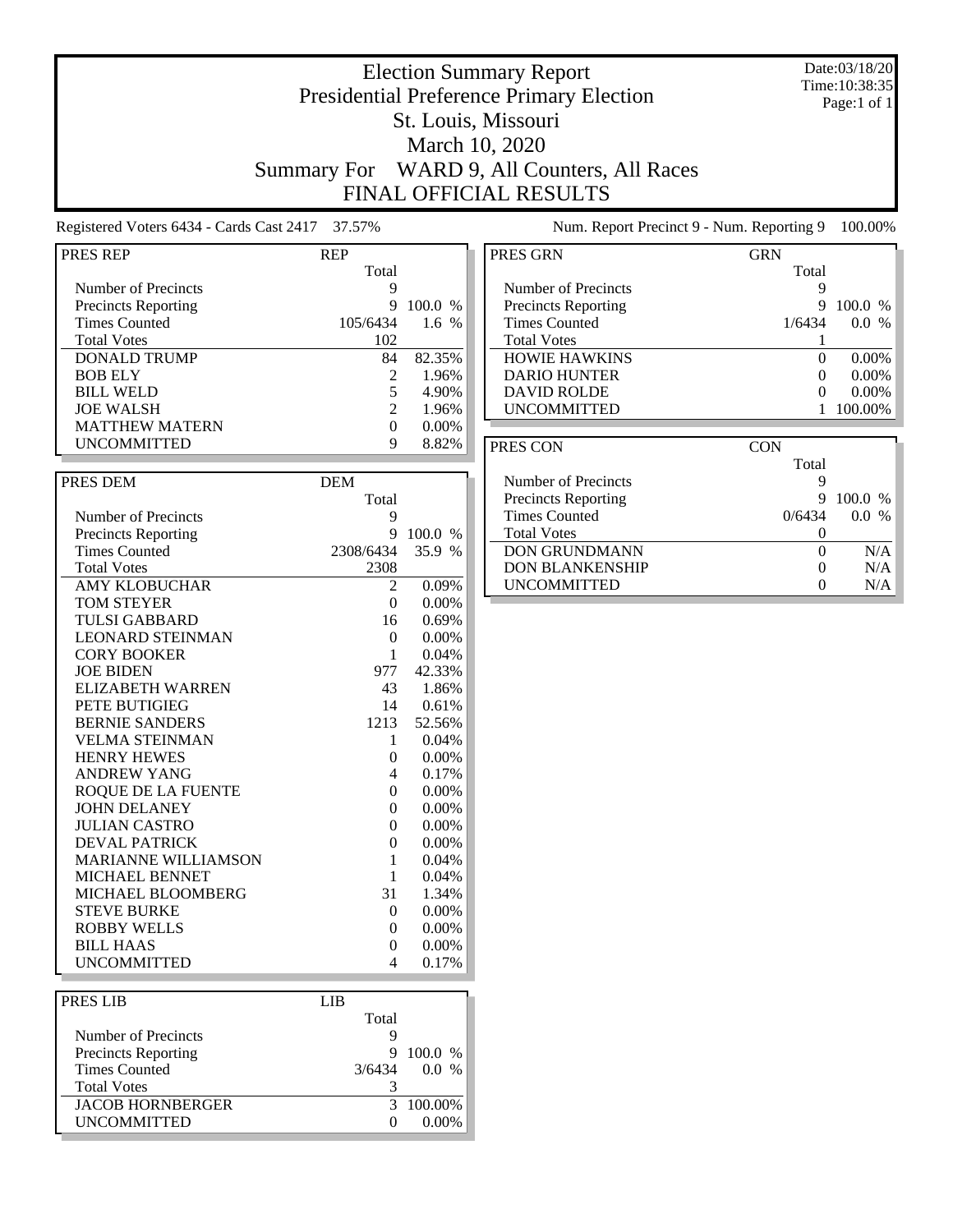# Election Summary Report

## Presidential Preference Primary Election

## St. Louis, Missouri

## March 10, 2020

## Summary For WARD 9, All Counters, All Races

## FINAL OFFICIAL RESULTS

Date:03/18/20
Time:10:38:35
Page:1 of 1

Registered Voters 6434 - Cards Cast 2417 37.57%

Num. Report Precinct 9 - Num. Reporting 9 100.00%

| PRES REP | REP | |
|---|---|---|
| | Total | |
| Number of Precincts | 9 | |
| Precincts Reporting | 9 | 100.0 % |
| Times Counted | 105/6434 | 1.6 % |
| Total Votes | 102 | |
| DONALD TRUMP | 84 | 82.35% |
| BOB ELY | 2 | 1.96% |
| BILL WELD | 5 | 4.90% |
| JOE WALSH | 2 | 1.96% |
| MATTHEW MATERN | 0 | 0.00% |
| UNCOMMITTED | 9 | 8.82% |

| PRES DEM | DEM | |
|---|---|---|
| | Total | |
| Number of Precincts | 9 | |
| Precincts Reporting | 9 | 100.0 % |
| Times Counted | 2308/6434 | 35.9 % |
| Total Votes | 2308 | |
| AMY KLOBUCHAR | 2 | 0.09% |
| TOM STEYER | 0 | 0.00% |
| TULSI GABBARD | 16 | 0.69% |
| LEONARD STEINMAN | 0 | 0.00% |
| CORY BOOKER | 1 | 0.04% |
| JOE BIDEN | 977 | 42.33% |
| ELIZABETH WARREN | 43 | 1.86% |
| PETE BUTIGIEG | 14 | 0.61% |
| BERNIE SANDERS | 1213 | 52.56% |
| VELMA STEINMAN | 1 | 0.04% |
| HENRY HEWES | 0 | 0.00% |
| ANDREW YANG | 4 | 0.17% |
| ROQUE DE LA FUENTE | 0 | 0.00% |
| JOHN DELANEY | 0 | 0.00% |
| JULIAN CASTRO | 0 | 0.00% |
| DEVAL PATRICK | 0 | 0.00% |
| MARIANNE WILLIAMSON | 1 | 0.04% |
| MICHAEL BENNET | 1 | 0.04% |
| MICHAEL BLOOMBERG | 31 | 1.34% |
| STEVE BURKE | 0 | 0.00% |
| ROBBY WELLS | 0 | 0.00% |
| BILL HAAS | 0 | 0.00% |
| UNCOMMITTED | 4 | 0.17% |

| PRES LIB | LIB | |
|---|---|---|
| | Total | |
| Number of Precincts | 9 | |
| Precincts Reporting | 9 | 100.0 % |
| Times Counted | 3/6434 | 0.0 % |
| Total Votes | 3 | |
| JACOB HORNBERGER | 3 | 100.00% |
| UNCOMMITTED | 0 | 0.00% |

| PRES GRN | GRN | |
|---|---|---|
| | Total | |
| Number of Precincts | 9 | |
| Precincts Reporting | 9 | 100.0 % |
| Times Counted | 1/6434 | 0.0 % |
| Total Votes | 1 | |
| HOWIE HAWKINS | 0 | 0.00% |
| DARIO HUNTER | 0 | 0.00% |
| DAVID ROLDE | 0 | 0.00% |
| UNCOMMITTED | 1 | 100.00% |

| PRES CON | CON | |
|---|---|---|
| | Total | |
| Number of Precincts | 9 | |
| Precincts Reporting | 9 | 100.0 % |
| Times Counted | 0/6434 | 0.0 % |
| Total Votes | 0 | |
| DON GRUNDMANN | 0 | N/A |
| DON BLANKENSHIP | 0 | N/A |
| UNCOMMITTED | 0 | N/A |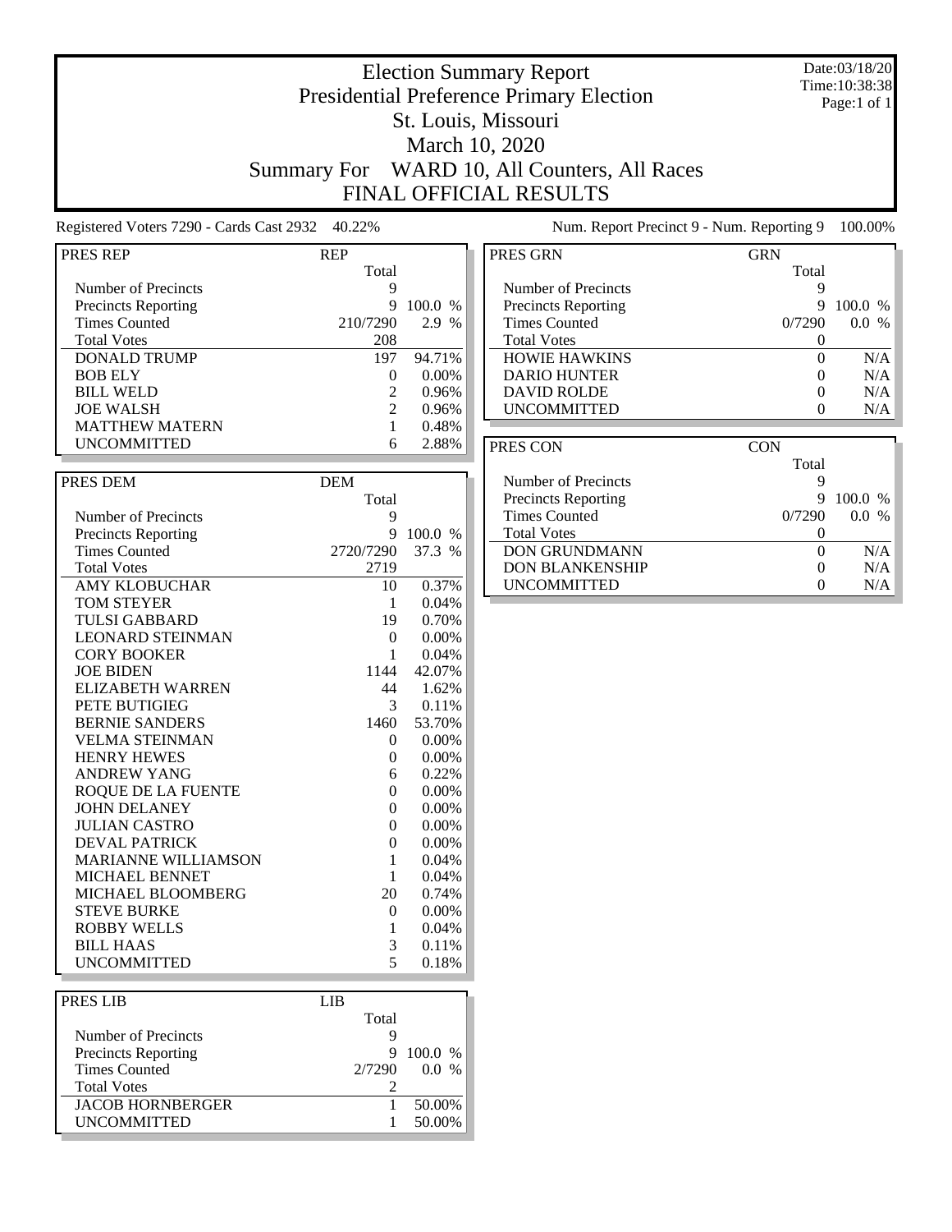# Election Summary Report

## Presidential Preference Primary Election

## St. Louis, Missouri

## March 10, 2020

## Summary For WARD 10, All Counters, All Races

## FINAL OFFICIAL RESULTS

Date:03/18/20
Time:10:38:38
Page:1 of 1

Registered Voters 7290 - Cards Cast 2932 40.22%

Num. Report Precinct 9 - Num. Reporting 9 100.00%

| PRES REP | REP Total | |
|---|---|---|
| Number of Precincts | 9 | |
| Precincts Reporting | 9 | 100.0 % |
| Times Counted | 210/7290 | 2.9 % |
| Total Votes | 208 | |
| DONALD TRUMP | 197 | 94.71% |
| BOB ELY | 0 | 0.00% |
| BILL WELD | 2 | 0.96% |
| JOE WALSH | 2 | 0.96% |
| MATTHEW MATERN | 1 | 0.48% |
| UNCOMMITTED | 6 | 2.88% |

| PRES DEM | DEM Total | |
|---|---|---|
| Number of Precincts | 9 | |
| Precincts Reporting | 9 | 100.0 % |
| Times Counted | 2720/7290 | 37.3 % |
| Total Votes | 2719 | |
| AMY KLOBUCHAR | 10 | 0.37% |
| TOM STEYER | 1 | 0.04% |
| TULSI GABBARD | 19 | 0.70% |
| LEONARD STEINMAN | 0 | 0.00% |
| CORY BOOKER | 1 | 0.04% |
| JOE BIDEN | 1144 | 42.07% |
| ELIZABETH WARREN | 44 | 1.62% |
| PETE BUTIGIEG | 3 | 0.11% |
| BERNIE SANDERS | 1460 | 53.70% |
| VELMA STEINMAN | 0 | 0.00% |
| HENRY HEWES | 0 | 0.00% |
| ANDREW YANG | 6 | 0.22% |
| ROQUE DE LA FUENTE | 0 | 0.00% |
| JOHN DELANEY | 0 | 0.00% |
| JULIAN CASTRO | 0 | 0.00% |
| DEVAL PATRICK | 0 | 0.00% |
| MARIANNE WILLIAMSON | 1 | 0.04% |
| MICHAEL BENNET | 1 | 0.04% |
| MICHAEL BLOOMBERG | 20 | 0.74% |
| STEVE BURKE | 0 | 0.00% |
| ROBBY WELLS | 1 | 0.04% |
| BILL HAAS | 3 | 0.11% |
| UNCOMMITTED | 5 | 0.18% |

| PRES LIB | LIB Total | |
|---|---|---|
| Number of Precincts | 9 | |
| Precincts Reporting | 9 | 100.0 % |
| Times Counted | 2/7290 | 0.0 % |
| Total Votes | 2 | |
| JACOB HORNBERGER | 1 | 50.00% |
| UNCOMMITTED | 1 | 50.00% |

| PRES GRN | GRN Total | |
|---|---|---|
| Number of Precincts | 9 | |
| Precincts Reporting | 9 | 100.0 % |
| Times Counted | 0/7290 | 0.0 % |
| Total Votes | 0 | |
| HOWIE HAWKINS | 0 | N/A |
| DARIO HUNTER | 0 | N/A |
| DAVID ROLDE | 0 | N/A |
| UNCOMMITTED | 0 | N/A |

| PRES CON | CON Total | |
|---|---|---|
| Number of Precincts | 9 | |
| Precincts Reporting | 9 | 100.0 % |
| Times Counted | 0/7290 | 0.0 % |
| Total Votes | 0 | |
| DON GRUNDMANN | 0 | N/A |
| DON BLANKENSHIP | 0 | N/A |
| UNCOMMITTED | 0 | N/A |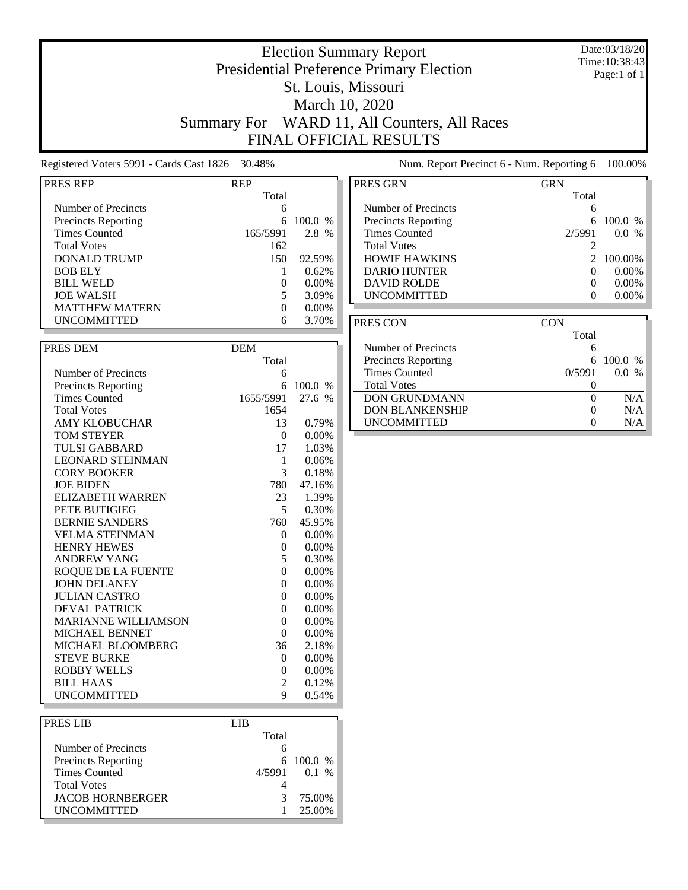# Election Summary Report

## Presidential Preference Primary Election

## St. Louis, Missouri

## March 10, 2020

## Summary For WARD 11, All Counters, All Races

## FINAL OFFICIAL RESULTS

Date:03/18/20
Time:10:38:43
Page:1 of 1

Registered Voters 5991 - Cards Cast 1826 30.48%

Num. Report Precinct 6 - Num. Reporting 6 100.00%

| PRES REP | REP Total | |
|---|---|---|
| Number of Precincts | 6 | |
| Precincts Reporting | 6 | 100.0 % |
| Times Counted | 165/5991 | 2.8 % |
| Total Votes | 162 | |
| DONALD TRUMP | 150 | 92.59% |
| BOB ELY | 1 | 0.62% |
| BILL WELD | 0 | 0.00% |
| JOE WALSH | 5 | 3.09% |
| MATTHEW MATERN | 0 | 0.00% |
| UNCOMMITTED | 6 | 3.70% |

| PRES DEM | DEM Total | |
|---|---|---|
| Number of Precincts | 6 | |
| Precincts Reporting | 6 | 100.0 % |
| Times Counted | 1655/5991 | 27.6 % |
| Total Votes | 1654 | |
| AMY KLOBUCHAR | 13 | 0.79% |
| TOM STEYER | 0 | 0.00% |
| TULSI GABBARD | 17 | 1.03% |
| LEONARD STEINMAN | 1 | 0.06% |
| CORY BOOKER | 3 | 0.18% |
| JOE BIDEN | 780 | 47.16% |
| ELIZABETH WARREN | 23 | 1.39% |
| PETE BUTIGIEG | 5 | 0.30% |
| BERNIE SANDERS | 760 | 45.95% |
| VELMA STEINMAN | 0 | 0.00% |
| HENRY HEWES | 0 | 0.00% |
| ANDREW YANG | 5 | 0.30% |
| ROQUE DE LA FUENTE | 0 | 0.00% |
| JOHN DELANEY | 0 | 0.00% |
| JULIAN CASTRO | 0 | 0.00% |
| DEVAL PATRICK | 0 | 0.00% |
| MARIANNE WILLIAMSON | 0 | 0.00% |
| MICHAEL BENNET | 0 | 0.00% |
| MICHAEL BLOOMBERG | 36 | 2.18% |
| STEVE BURKE | 0 | 0.00% |
| ROBBY WELLS | 0 | 0.00% |
| BILL HAAS | 2 | 0.12% |
| UNCOMMITTED | 9 | 0.54% |

| PRES LIB | LIB Total | |
|---|---|---|
| Number of Precincts | 6 | |
| Precincts Reporting | 6 | 100.0 % |
| Times Counted | 4/5991 | 0.1 % |
| Total Votes | 4 | |
| JACOB HORNBERGER | 3 | 75.00% |
| UNCOMMITTED | 1 | 25.00% |

| PRES GRN | GRN Total | |
|---|---|---|
| Number of Precincts | 6 | |
| Precincts Reporting | 6 | 100.0 % |
| Times Counted | 2/5991 | 0.0 % |
| Total Votes | 2 | |
| HOWIE HAWKINS | 2 | 100.00% |
| DARIO HUNTER | 0 | 0.00% |
| DAVID ROLDE | 0 | 0.00% |
| UNCOMMITTED | 0 | 0.00% |

| PRES CON | CON Total | |
|---|---|---|
| Number of Precincts | 6 | |
| Precincts Reporting | 6 | 100.0 % |
| Times Counted | 0/5991 | 0.0 % |
| Total Votes | 0 | |
| DON GRUNDMANN | 0 | N/A |
| DON BLANKENSHIP | 0 | N/A |
| UNCOMMITTED | 0 | N/A |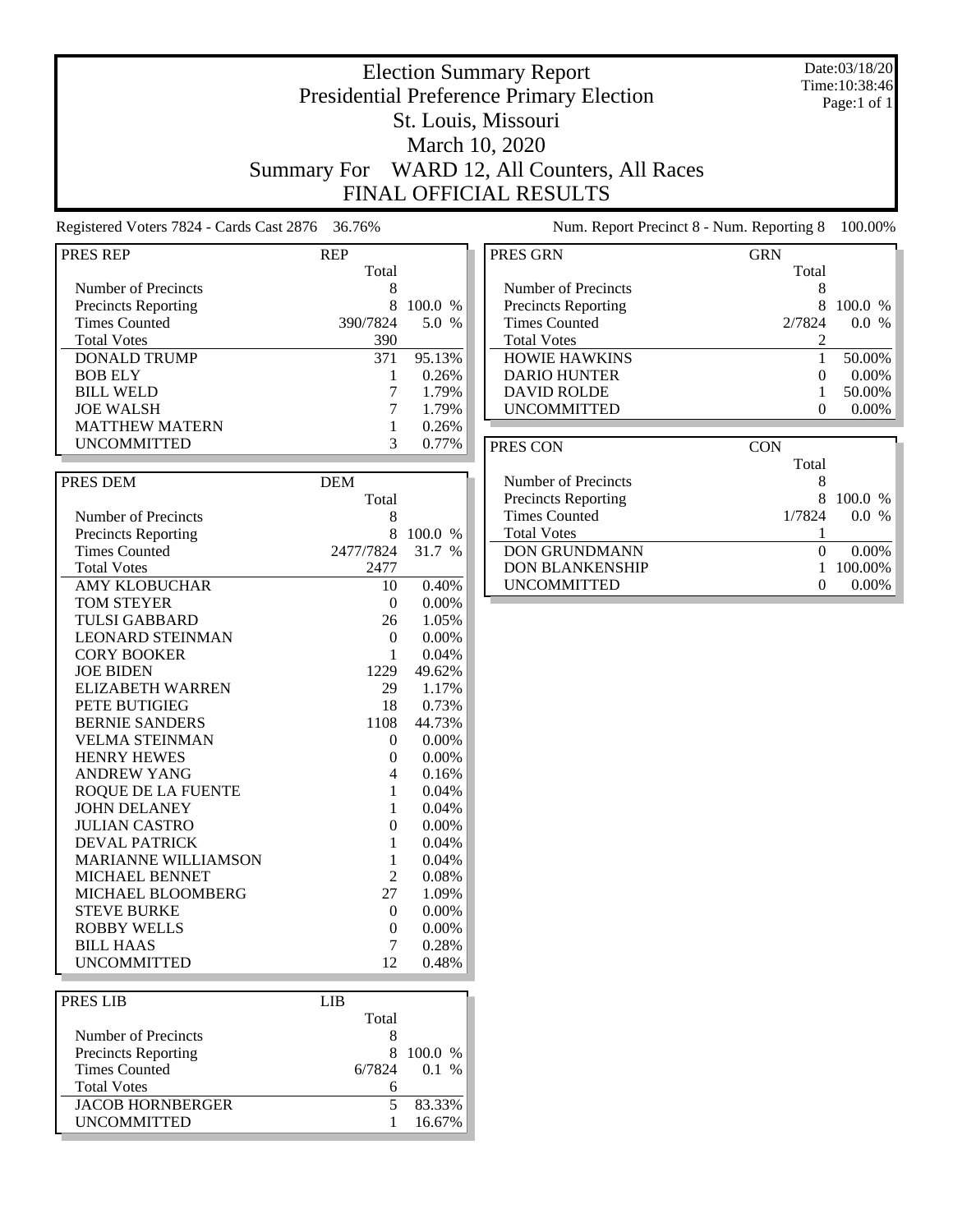# Election Summary Report

## Presidential Preference Primary Election

## St. Louis, Missouri

## March 10, 2020

## Summary For WARD 12, All Counters, All Races

## FINAL OFFICIAL RESULTS

Date:03/18/20
Time:10:38:46
Page:1 of 1

Registered Voters 7824 - Cards Cast 2876 36.76%

Num. Report Precinct 8 - Num. Reporting 8 100.00%

| PRES REP | REP | |
|---|---|---|
| | Total | |
| Number of Precincts | 8 | |
| Precincts Reporting | 8 | 100.0 % |
| Times Counted | 390/7824 | 5.0 % |
| Total Votes | 390 | |
| DONALD TRUMP | 371 | 95.13% |
| BOB ELY | 1 | 0.26% |
| BILL WELD | 7 | 1.79% |
| JOE WALSH | 7 | 1.79% |
| MATTHEW MATERN | 1 | 0.26% |
| UNCOMMITTED | 3 | 0.77% |

| PRES DEM | DEM | |
|---|---|---|
| | Total | |
| Number of Precincts | 8 | |
| Precincts Reporting | 8 | 100.0 % |
| Times Counted | 2477/7824 | 31.7 % |
| Total Votes | 2477 | |
| AMY KLOBUCHAR | 10 | 0.40% |
| TOM STEYER | 0 | 0.00% |
| TULSI GABBARD | 26 | 1.05% |
| LEONARD STEINMAN | 0 | 0.00% |
| CORY BOOKER | 1 | 0.04% |
| JOE BIDEN | 1229 | 49.62% |
| ELIZABETH WARREN | 29 | 1.17% |
| PETE BUTIGIEG | 18 | 0.73% |
| BERNIE SANDERS | 1108 | 44.73% |
| VELMA STEINMAN | 0 | 0.00% |
| HENRY HEWES | 0 | 0.00% |
| ANDREW YANG | 4 | 0.16% |
| ROQUE DE LA FUENTE | 1 | 0.04% |
| JOHN DELANEY | 1 | 0.04% |
| JULIAN CASTRO | 0 | 0.00% |
| DEVAL PATRICK | 1 | 0.04% |
| MARIANNE WILLIAMSON | 1 | 0.04% |
| MICHAEL BENNET | 2 | 0.08% |
| MICHAEL BLOOMBERG | 27 | 1.09% |
| STEVE BURKE | 0 | 0.00% |
| ROBBY WELLS | 0 | 0.00% |
| BILL HAAS | 7 | 0.28% |
| UNCOMMITTED | 12 | 0.48% |

| PRES LIB | LIB | |
|---|---|---|
| | Total | |
| Number of Precincts | 8 | |
| Precincts Reporting | 8 | 100.0 % |
| Times Counted | 6/7824 | 0.1 % |
| Total Votes | 6 | |
| JACOB HORNBERGER | 5 | 83.33% |
| UNCOMMITTED | 1 | 16.67% |

| PRES GRN | GRN | |
|---|---|---|
| | Total | |
| Number of Precincts | 8 | |
| Precincts Reporting | 8 | 100.0 % |
| Times Counted | 2/7824 | 0.0 % |
| Total Votes | 2 | |
| HOWIE HAWKINS | 1 | 50.00% |
| DARIO HUNTER | 0 | 0.00% |
| DAVID ROLDE | 1 | 50.00% |
| UNCOMMITTED | 0 | 0.00% |

| PRES CON | CON | |
|---|---|---|
| | Total | |
| Number of Precincts | 8 | |
| Precincts Reporting | 8 | 100.0 % |
| Times Counted | 1/7824 | 0.0 % |
| Total Votes | 1 | |
| DON GRUNDMANN | 0 | 0.00% |
| DON BLANKENSHIP | 1 | 100.00% |
| UNCOMMITTED | 0 | 0.00% |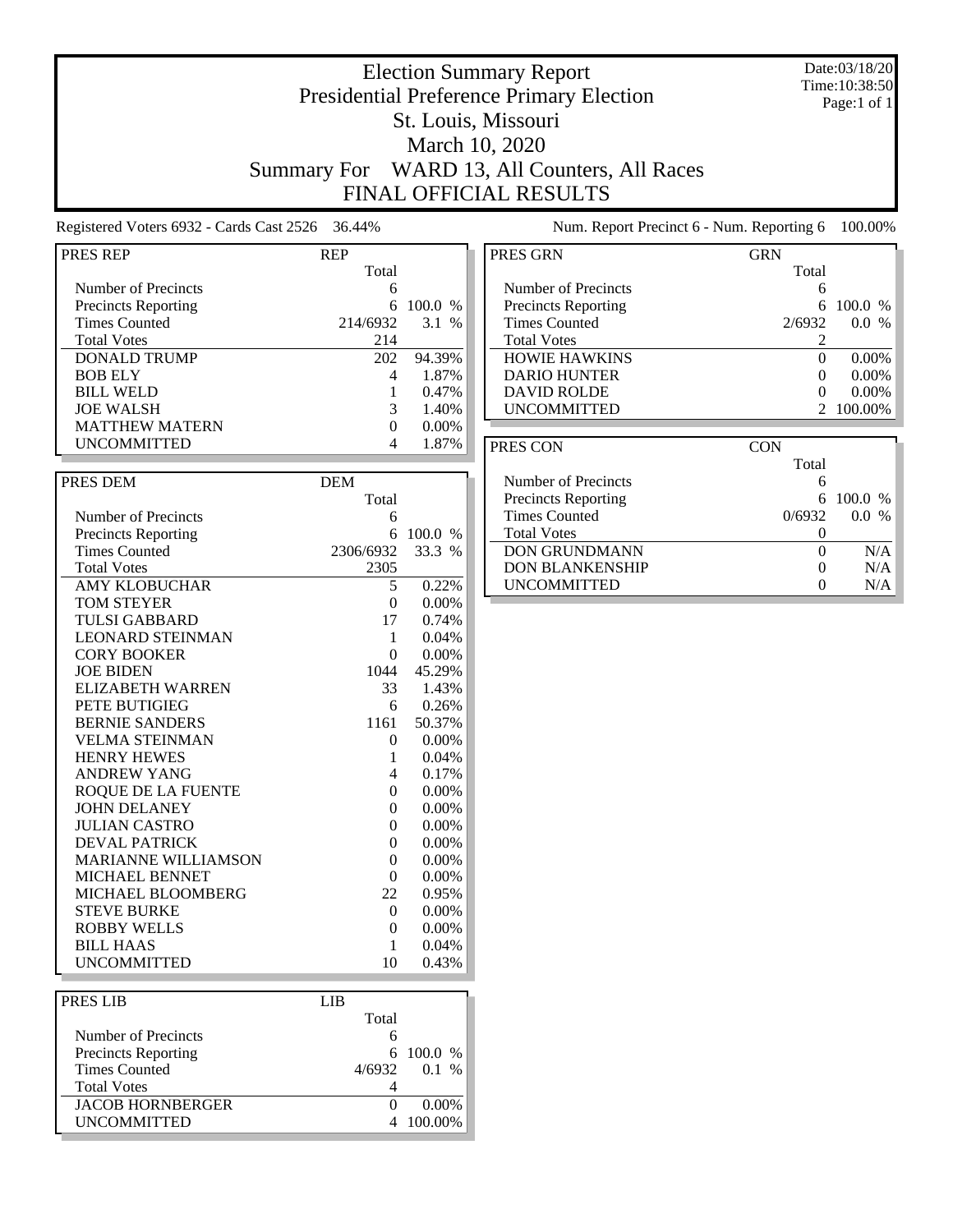# Election Summary Report

## Presidential Preference Primary Election
## St. Louis, Missouri
## March 10, 2020
## Summary For WARD 13, All Counters, All Races
## FINAL OFFICIAL RESULTS

Date:03/18/20
Time:10:38:50
Page:1 of 1

Registered Voters 6932 - Cards Cast 2526 36.44%

Num. Report Precinct 6 - Num. Reporting 6 100.00%

| PRES REP | REP Total | |
|---|---|---|
| Number of Precincts | 6 | |
| Precincts Reporting | 6 | 100.0 % |
| Times Counted | 214/6932 | 3.1 % |
| Total Votes | 214 | |
| DONALD TRUMP | 202 | 94.39% |
| BOB ELY | 4 | 1.87% |
| BILL WELD | 1 | 0.47% |
| JOE WALSH | 3 | 1.40% |
| MATTHEW MATERN | 0 | 0.00% |
| UNCOMMITTED | 4 | 1.87% |

| PRES DEM | DEM Total | |
|---|---|---|
| Number of Precincts | 6 | |
| Precincts Reporting | 6 | 100.0 % |
| Times Counted | 2306/6932 | 33.3 % |
| Total Votes | 2305 | |
| AMY KLOBUCHAR | 5 | 0.22% |
| TOM STEYER | 0 | 0.00% |
| TULSI GABBARD | 17 | 0.74% |
| LEONARD STEINMAN | 1 | 0.04% |
| CORY BOOKER | 0 | 0.00% |
| JOE BIDEN | 1044 | 45.29% |
| ELIZABETH WARREN | 33 | 1.43% |
| PETE BUTIGIEG | 6 | 0.26% |
| BERNIE SANDERS | 1161 | 50.37% |
| VELMA STEINMAN | 0 | 0.00% |
| HENRY HEWES | 1 | 0.04% |
| ANDREW YANG | 4 | 0.17% |
| ROQUE DE LA FUENTE | 0 | 0.00% |
| JOHN DELANEY | 0 | 0.00% |
| JULIAN CASTRO | 0 | 0.00% |
| DEVAL PATRICK | 0 | 0.00% |
| MARIANNE WILLIAMSON | 0 | 0.00% |
| MICHAEL BENNET | 0 | 0.00% |
| MICHAEL BLOOMBERG | 22 | 0.95% |
| STEVE BURKE | 0 | 0.00% |
| ROBBY WELLS | 0 | 0.00% |
| BILL HAAS | 1 | 0.04% |
| UNCOMMITTED | 10 | 0.43% |

| PRES LIB | LIB Total | |
|---|---|---|
| Number of Precincts | 6 | |
| Precincts Reporting | 6 | 100.0 % |
| Times Counted | 4/6932 | 0.1 % |
| Total Votes | 4 | |
| JACOB HORNBERGER | 0 | 0.00% |
| UNCOMMITTED | 4 | 100.00% |

| PRES GRN | GRN Total | |
|---|---|---|
| Number of Precincts | 6 | |
| Precincts Reporting | 6 | 100.0 % |
| Times Counted | 2/6932 | 0.0 % |
| Total Votes | 2 | |
| HOWIE HAWKINS | 0 | 0.00% |
| DARIO HUNTER | 0 | 0.00% |
| DAVID ROLDE | 0 | 0.00% |
| UNCOMMITTED | 2 | 100.00% |

| PRES CON | CON Total | |
|---|---|---|
| Number of Precincts | 6 | |
| Precincts Reporting | 6 | 100.0 % |
| Times Counted | 0/6932 | 0.0 % |
| Total Votes | 0 | |
| DON GRUNDMANN | 0 | N/A |
| DON BLANKENSHIP | 0 | N/A |
| UNCOMMITTED | 0 | N/A |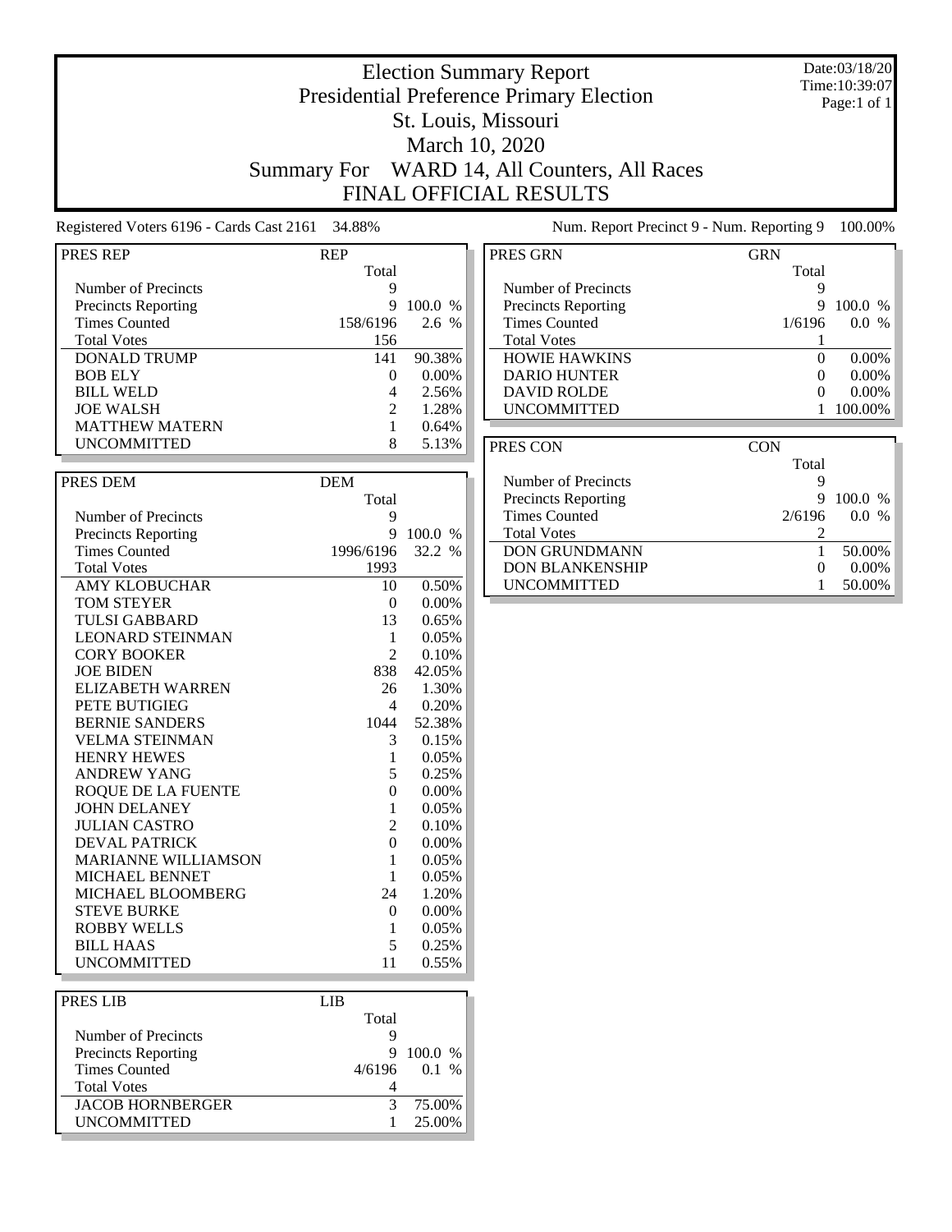# Election Summary Report
## Presidential Preference Primary Election
## St. Louis, Missouri
## March 10, 2020
## Summary For WARD 14, All Counters, All Races
## FINAL OFFICIAL RESULTS

Date:03/18/20
Time:10:39:07
Page:1 of 1

Registered Voters 6196 - Cards Cast 2161 34.88%

Num. Report Precinct 9 - Num. Reporting 9 100.00%

| PRES REP | REP Total | |
|---|---|---|
| Number of Precincts | 9 | |
| Precincts Reporting | 9 | 100.0 % |
| Times Counted | 158/6196 | 2.6 % |
| Total Votes | 156 | |
| DONALD TRUMP | 141 | 90.38% |
| BOB ELY | 0 | 0.00% |
| BILL WELD | 4 | 2.56% |
| JOE WALSH | 2 | 1.28% |
| MATTHEW MATERN | 1 | 0.64% |
| UNCOMMITTED | 8 | 5.13% |

| PRES DEM | DEM Total | |
|---|---|---|
| Number of Precincts | 9 | |
| Precincts Reporting | 9 | 100.0 % |
| Times Counted | 1996/6196 | 32.2 % |
| Total Votes | 1993 | |
| AMY KLOBUCHAR | 10 | 0.50% |
| TOM STEYER | 0 | 0.00% |
| TULSI GABBARD | 13 | 0.65% |
| LEONARD STEINMAN | 1 | 0.05% |
| CORY BOOKER | 2 | 0.10% |
| JOE BIDEN | 838 | 42.05% |
| ELIZABETH WARREN | 26 | 1.30% |
| PETE BUTIGIEG | 4 | 0.20% |
| BERNIE SANDERS | 1044 | 52.38% |
| VELMA STEINMAN | 3 | 0.15% |
| HENRY HEWES | 1 | 0.05% |
| ANDREW YANG | 5 | 0.25% |
| ROQUE DE LA FUENTE | 0 | 0.00% |
| JOHN DELANEY | 1 | 0.05% |
| JULIAN CASTRO | 2 | 0.10% |
| DEVAL PATRICK | 0 | 0.00% |
| MARIANNE WILLIAMSON | 1 | 0.05% |
| MICHAEL BENNET | 1 | 0.05% |
| MICHAEL BLOOMBERG | 24 | 1.20% |
| STEVE BURKE | 0 | 0.00% |
| ROBBY WELLS | 1 | 0.05% |
| BILL HAAS | 5 | 0.25% |
| UNCOMMITTED | 11 | 0.55% |

| PRES LIB | LIB Total | |
|---|---|---|
| Number of Precincts | 9 | |
| Precincts Reporting | 9 | 100.0 % |
| Times Counted | 4/6196 | 0.1 % |
| Total Votes | 4 | |
| JACOB HORNBERGER | 3 | 75.00% |
| UNCOMMITTED | 1 | 25.00% |

| PRES GRN | GRN Total | |
|---|---|---|
| Number of Precincts | 9 | |
| Precincts Reporting | 9 | 100.0 % |
| Times Counted | 1/6196 | 0.0 % |
| Total Votes | 1 | |
| HOWIE HAWKINS | 0 | 0.00% |
| DARIO HUNTER | 0 | 0.00% |
| DAVID ROLDE | 0 | 0.00% |
| UNCOMMITTED | 1 | 100.00% |

| PRES CON | CON Total | |
|---|---|---|
| Number of Precincts | 9 | |
| Precincts Reporting | 9 | 100.0 % |
| Times Counted | 2/6196 | 0.0 % |
| Total Votes | 2 | |
| DON GRUNDMANN | 1 | 50.00% |
| DON BLANKENSHIP | 0 | 0.00% |
| UNCOMMITTED | 1 | 50.00% |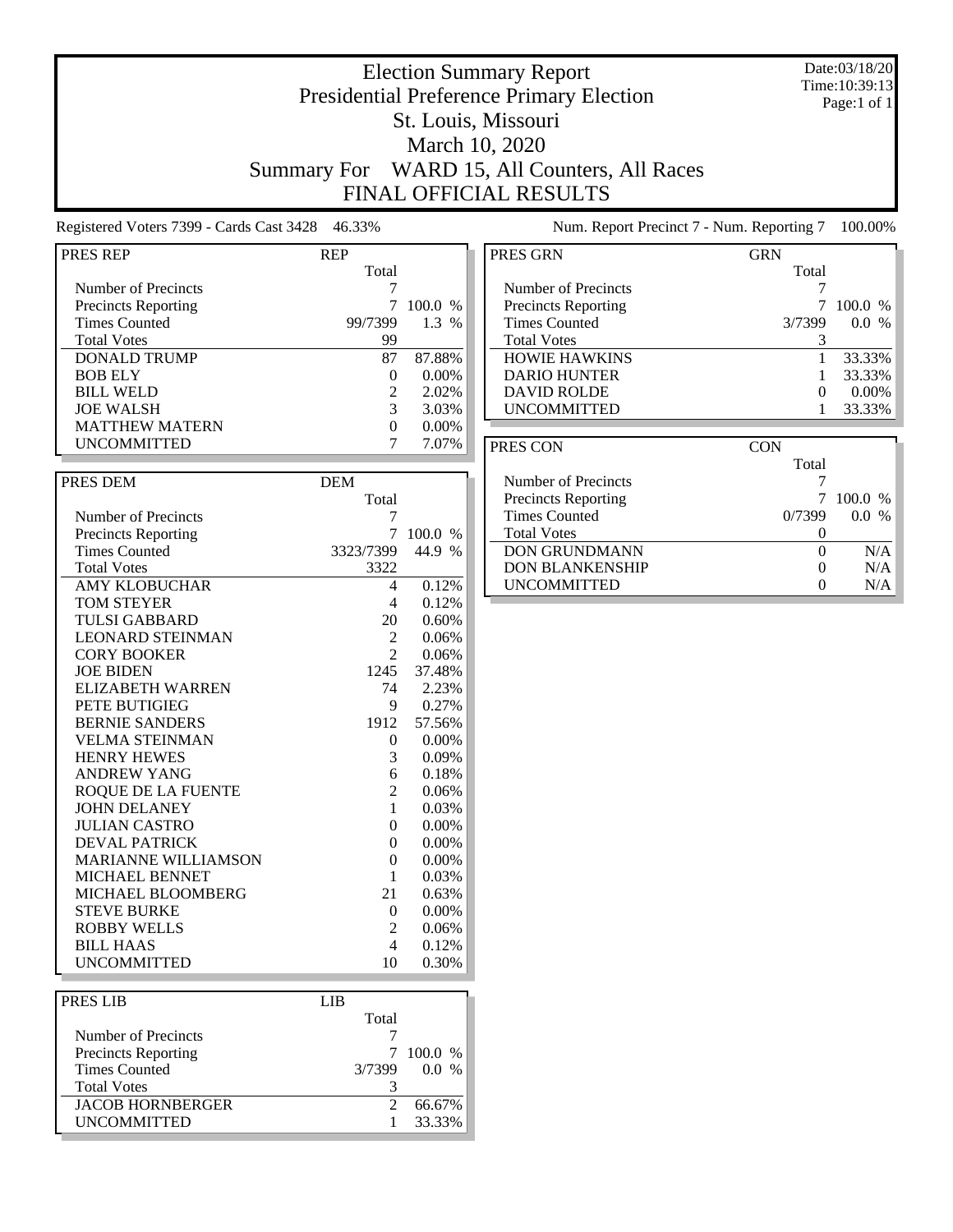# Election Summary Report

## Presidential Preference Primary Election

## St. Louis, Missouri

## March 10, 2020

## Summary For WARD 15, All Counters, All Races

## FINAL OFFICIAL RESULTS

Date:03/18/20
Time:10:39:13
Page:1 of 1

Registered Voters 7399 - Cards Cast 3428 46.33%

Num. Report Precinct 7 - Num. Reporting 7 100.00%

| PRES REP | REP Total | |
|---|---|---|
| Number of Precincts | 7 | |
| Precincts Reporting | 7 | 100.0 % |
| Times Counted | 99/7399 | 1.3 % |
| Total Votes | 99 | |
| DONALD TRUMP | 87 | 87.88% |
| BOB ELY | 0 | 0.00% |
| BILL WELD | 2 | 2.02% |
| JOE WALSH | 3 | 3.03% |
| MATTHEW MATERN | 0 | 0.00% |
| UNCOMMITTED | 7 | 7.07% |

| PRES DEM | DEM Total | |
|---|---|---|
| Number of Precincts | 7 | |
| Precincts Reporting | 7 | 100.0 % |
| Times Counted | 3323/7399 | 44.9 % |
| Total Votes | 3322 | |
| AMY KLOBUCHAR | 4 | 0.12% |
| TOM STEYER | 4 | 0.12% |
| TULSI GABBARD | 20 | 0.60% |
| LEONARD STEINMAN | 2 | 0.06% |
| CORY BOOKER | 2 | 0.06% |
| JOE BIDEN | 1245 | 37.48% |
| ELIZABETH WARREN | 74 | 2.23% |
| PETE BUTIGIEG | 9 | 0.27% |
| BERNIE SANDERS | 1912 | 57.56% |
| VELMA STEINMAN | 0 | 0.00% |
| HENRY HEWES | 3 | 0.09% |
| ANDREW YANG | 6 | 0.18% |
| ROQUE DE LA FUENTE | 2 | 0.06% |
| JOHN DELANEY | 1 | 0.03% |
| JULIAN CASTRO | 0 | 0.00% |
| DEVAL PATRICK | 0 | 0.00% |
| MARIANNE WILLIAMSON | 0 | 0.00% |
| MICHAEL BENNET | 1 | 0.03% |
| MICHAEL BLOOMBERG | 21 | 0.63% |
| STEVE BURKE | 0 | 0.00% |
| ROBBY WELLS | 2 | 0.06% |
| BILL HAAS | 4 | 0.12% |
| UNCOMMITTED | 10 | 0.30% |

| PRES LIB | LIB Total | |
|---|---|---|
| Number of Precincts | 7 | |
| Precincts Reporting | 7 | 100.0 % |
| Times Counted | 3/7399 | 0.0 % |
| Total Votes | 3 | |
| JACOB HORNBERGER | 2 | 66.67% |
| UNCOMMITTED | 1 | 33.33% |

| PRES GRN | GRN Total | |
|---|---|---|
| Number of Precincts | 7 | |
| Precincts Reporting | 7 | 100.0 % |
| Times Counted | 3/7399 | 0.0 % |
| Total Votes | 3 | |
| HOWIE HAWKINS | 1 | 33.33% |
| DARIO HUNTER | 1 | 33.33% |
| DAVID ROLDE | 0 | 0.00% |
| UNCOMMITTED | 1 | 33.33% |

| PRES CON | CON Total | |
|---|---|---|
| Number of Precincts | 7 | |
| Precincts Reporting | 7 | 100.0 % |
| Times Counted | 0/7399 | 0.0 % |
| Total Votes | 0 | |
| DON GRUNDMANN | 0 | N/A |
| DON BLANKENSHIP | 0 | N/A |
| UNCOMMITTED | 0 | N/A |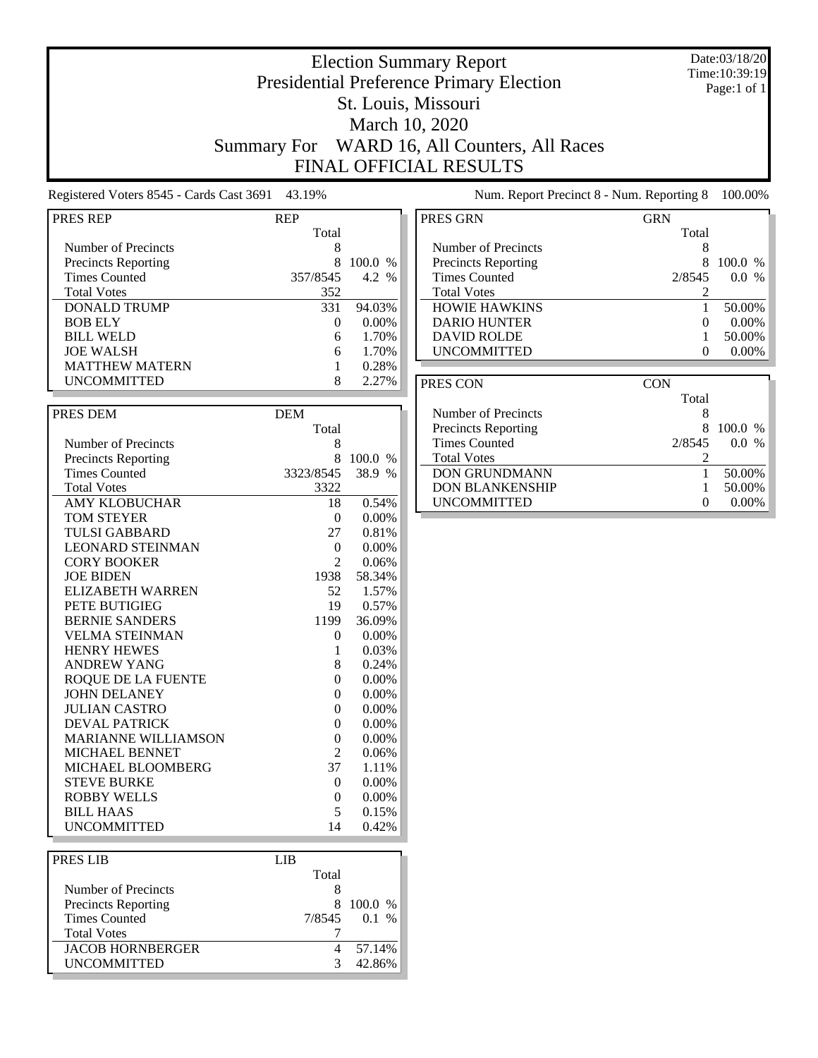# Election Summary Report
## Presidential Preference Primary Election
## St. Louis, Missouri
## March 10, 2020
## Summary For WARD 16, All Counters, All Races
## FINAL OFFICIAL RESULTS

Date:03/18/20
Time:10:39:19
Page:1 of 1

Registered Voters 8545 - Cards Cast 3691 43.19%

Num. Report Precinct 8 - Num. Reporting 8 100.00%

| PRES REP | REP Total | |
|---|---|---|
| Number of Precincts | 8 | |
| Precincts Reporting | 8 | 100.0 % |
| Times Counted | 357/8545 | 4.2 % |
| Total Votes | 352 | |
| DONALD TRUMP | 331 | 94.03% |
| BOB ELY | 0 | 0.00% |
| BILL WELD | 6 | 1.70% |
| JOE WALSH | 6 | 1.70% |
| MATTHEW MATERN | 1 | 0.28% |
| UNCOMMITTED | 8 | 2.27% |

| PRES DEM | DEM Total | |
|---|---|---|
| Number of Precincts | 8 | |
| Precincts Reporting | 8 | 100.0 % |
| Times Counted | 3323/8545 | 38.9 % |
| Total Votes | 3322 | |
| AMY KLOBUCHAR | 18 | 0.54% |
| TOM STEYER | 0 | 0.00% |
| TULSI GABBARD | 27 | 0.81% |
| LEONARD STEINMAN | 0 | 0.00% |
| CORY BOOKER | 2 | 0.06% |
| JOE BIDEN | 1938 | 58.34% |
| ELIZABETH WARREN | 52 | 1.57% |
| PETE BUTIGIEG | 19 | 0.57% |
| BERNIE SANDERS | 1199 | 36.09% |
| VELMA STEINMAN | 0 | 0.00% |
| HENRY HEWES | 1 | 0.03% |
| ANDREW YANG | 8 | 0.24% |
| ROQUE DE LA FUENTE | 0 | 0.00% |
| JOHN DELANEY | 0 | 0.00% |
| JULIAN CASTRO | 0 | 0.00% |
| DEVAL PATRICK | 0 | 0.00% |
| MARIANNE WILLIAMSON | 0 | 0.00% |
| MICHAEL BENNET | 2 | 0.06% |
| MICHAEL BLOOMBERG | 37 | 1.11% |
| STEVE BURKE | 0 | 0.00% |
| ROBBY WELLS | 0 | 0.00% |
| BILL HAAS | 5 | 0.15% |
| UNCOMMITTED | 14 | 0.42% |

| PRES LIB | LIB Total | |
|---|---|---|
| Number of Precincts | 8 | |
| Precincts Reporting | 8 | 100.0 % |
| Times Counted | 7/8545 | 0.1 % |
| Total Votes | 7 | |
| JACOB HORNBERGER | 4 | 57.14% |
| UNCOMMITTED | 3 | 42.86% |

| PRES GRN | GRN Total | |
|---|---|---|
| Number of Precincts | 8 | |
| Precincts Reporting | 8 | 100.0 % |
| Times Counted | 2/8545 | 0.0 % |
| Total Votes | 2 | |
| HOWIE HAWKINS | 1 | 50.00% |
| DARIO HUNTER | 0 | 0.00% |
| DAVID ROLDE | 1 | 50.00% |
| UNCOMMITTED | 0 | 0.00% |

| PRES CON | CON Total | |
|---|---|---|
| Number of Precincts | 8 | |
| Precincts Reporting | 8 | 100.0 % |
| Times Counted | 2/8545 | 0.0 % |
| Total Votes | 2 | |
| DON GRUNDMANN | 1 | 50.00% |
| DON BLANKENSHIP | 1 | 50.00% |
| UNCOMMITTED | 0 | 0.00% |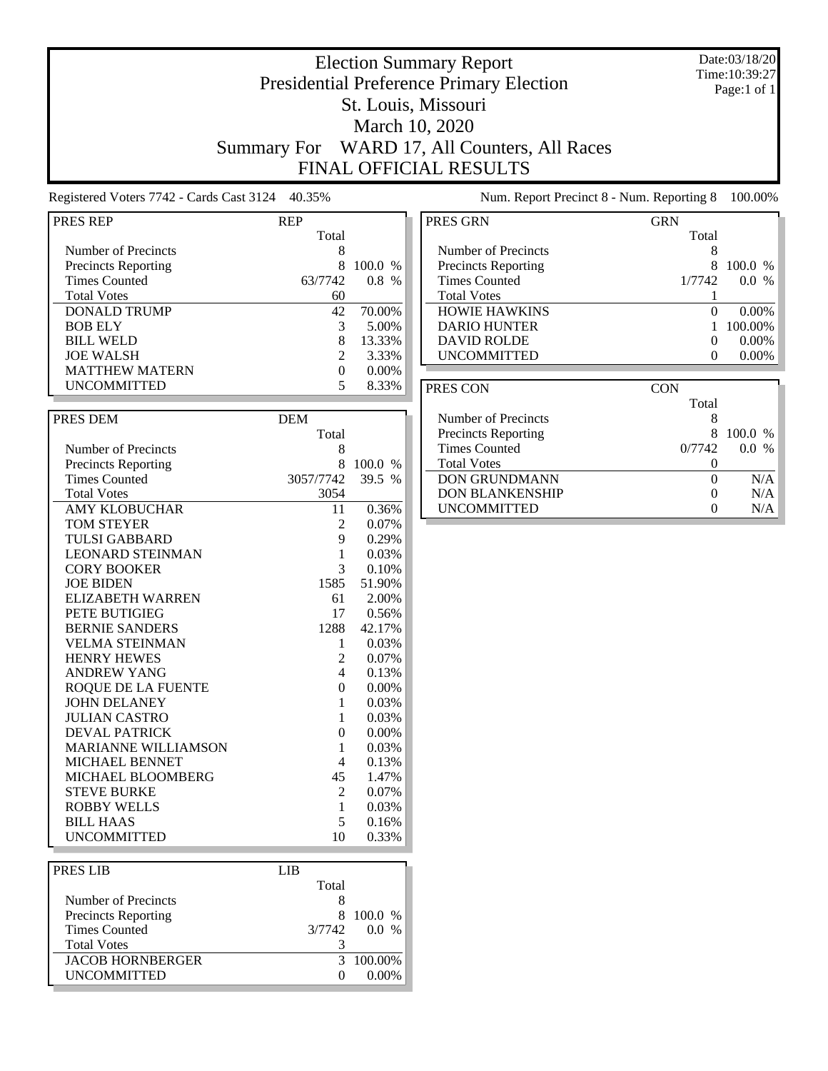# Election Summary Report

## Presidential Preference Primary Election

## St. Louis, Missouri

## March 10, 2020

## Summary For WARD 17, All Counters, All Races

## FINAL OFFICIAL RESULTS

Date:03/18/20
Time:10:39:27
Page:1 of 1

Registered Voters 7742 - Cards Cast 3124 40.35%

Num. Report Precinct 8 - Num. Reporting 8 100.00%

| PRES REP | REP | |
|---|---|---|
| | Total | |
| Number of Precincts | 8 | |
| Precincts Reporting | 8 | 100.0 % |
| Times Counted | 63/7742 | 0.8 % |
| Total Votes | 60 | |
| DONALD TRUMP | 42 | 70.00% |
| BOB ELY | 3 | 5.00% |
| BILL WELD | 8 | 13.33% |
| JOE WALSH | 2 | 3.33% |
| MATTHEW MATERN | 0 | 0.00% |
| UNCOMMITTED | 5 | 8.33% |

| PRES DEM | DEM | |
|---|---|---|
| | Total | |
| Number of Precincts | 8 | |
| Precincts Reporting | 8 | 100.0 % |
| Times Counted | 3057/7742 | 39.5 % |
| Total Votes | 3054 | |
| AMY KLOBUCHAR | 11 | 0.36% |
| TOM STEYER | 2 | 0.07% |
| TULSI GABBARD | 9 | 0.29% |
| LEONARD STEINMAN | 1 | 0.03% |
| CORY BOOKER | 3 | 0.10% |
| JOE BIDEN | 1585 | 51.90% |
| ELIZABETH WARREN | 61 | 2.00% |
| PETE BUTIGIEG | 17 | 0.56% |
| BERNIE SANDERS | 1288 | 42.17% |
| VELMA STEINMAN | 1 | 0.03% |
| HENRY HEWES | 2 | 0.07% |
| ANDREW YANG | 4 | 0.13% |
| ROQUE DE LA FUENTE | 0 | 0.00% |
| JOHN DELANEY | 1 | 0.03% |
| JULIAN CASTRO | 1 | 0.03% |
| DEVAL PATRICK | 0 | 0.00% |
| MARIANNE WILLIAMSON | 1 | 0.03% |
| MICHAEL BENNET | 4 | 0.13% |
| MICHAEL BLOOMBERG | 45 | 1.47% |
| STEVE BURKE | 2 | 0.07% |
| ROBBY WELLS | 1 | 0.03% |
| BILL HAAS | 5 | 0.16% |
| UNCOMMITTED | 10 | 0.33% |

| PRES LIB | LIB | |
|---|---|---|
| | Total | |
| Number of Precincts | 8 | |
| Precincts Reporting | 8 | 100.0 % |
| Times Counted | 3/7742 | 0.0 % |
| Total Votes | 3 | |
| JACOB HORNBERGER | 3 | 100.00% |
| UNCOMMITTED | 0 | 0.00% |

| PRES GRN | GRN | |
|---|---|---|
| | Total | |
| Number of Precincts | 8 | |
| Precincts Reporting | 8 | 100.0 % |
| Times Counted | 1/7742 | 0.0 % |
| Total Votes | 1 | |
| HOWIE HAWKINS | 0 | 0.00% |
| DARIO HUNTER | 1 | 100.00% |
| DAVID ROLDE | 0 | 0.00% |
| UNCOMMITTED | 0 | 0.00% |

| PRES CON | CON | |
|---|---|---|
| | Total | |
| Number of Precincts | 8 | |
| Precincts Reporting | 8 | 100.0 % |
| Times Counted | 0/7742 | 0.0 % |
| Total Votes | 0 | |
| DON GRUNDMANN | 0 | N/A |
| DON BLANKENSHIP | 0 | N/A |
| UNCOMMITTED | 0 | N/A |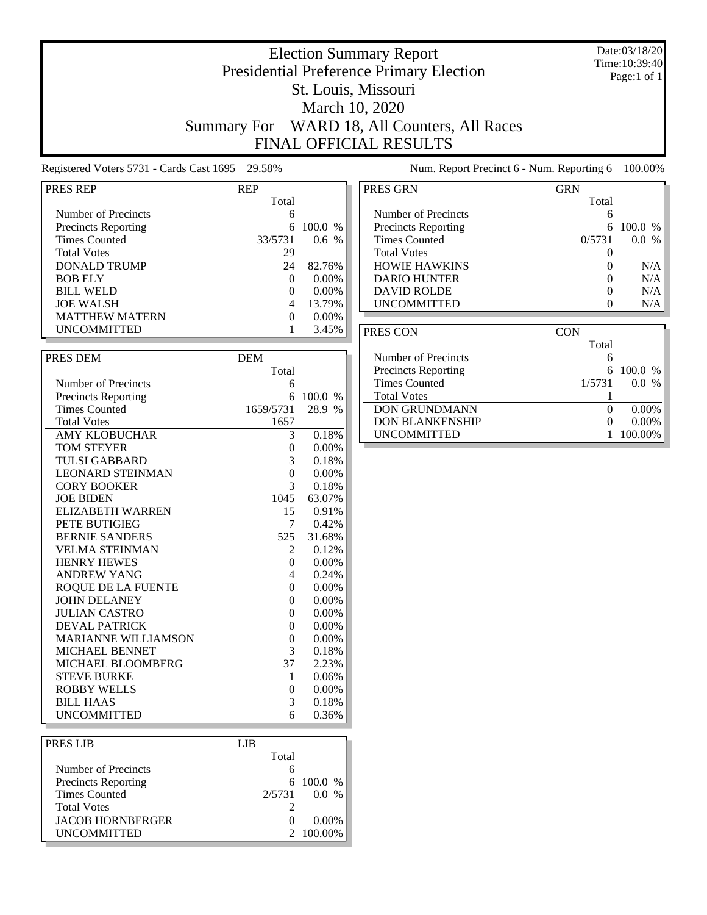# Election Summary Report

## Presidential Preference Primary Election

## St. Louis, Missouri

## March 10, 2020

## Summary For WARD 18, All Counters, All Races

## FINAL OFFICIAL RESULTS

Date:03/18/20
Time:10:39:40
Page:1 of 1

Registered Voters 5731 - Cards Cast 1695 29.58%

Num. Report Precinct 6 - Num. Reporting 6 100.00%

| PRES REP | REP Total | |
|---|---|---|
| Number of Precincts | 6 | |
| Precincts Reporting | 6 | 100.0 % |
| Times Counted | 33/5731 | 0.6 % |
| Total Votes | 29 | |
| DONALD TRUMP | 24 | 82.76% |
| BOB ELY | 0 | 0.00% |
| BILL WELD | 0 | 0.00% |
| JOE WALSH | 4 | 13.79% |
| MATTHEW MATERN | 0 | 0.00% |
| UNCOMMITTED | 1 | 3.45% |

| PRES DEM | DEM Total | |
|---|---|---|
| Number of Precincts | 6 | |
| Precincts Reporting | 6 | 100.0 % |
| Times Counted | 1659/5731 | 28.9 % |
| Total Votes | 1657 | |
| AMY KLOBUCHAR | 3 | 0.18% |
| TOM STEYER | 0 | 0.00% |
| TULSI GABBARD | 3 | 0.18% |
| LEONARD STEINMAN | 0 | 0.00% |
| CORY BOOKER | 3 | 0.18% |
| JOE BIDEN | 1045 | 63.07% |
| ELIZABETH WARREN | 15 | 0.91% |
| PETE BUTIGIEG | 7 | 0.42% |
| BERNIE SANDERS | 525 | 31.68% |
| VELMA STEINMAN | 2 | 0.12% |
| HENRY HEWES | 0 | 0.00% |
| ANDREW YANG | 4 | 0.24% |
| ROQUE DE LA FUENTE | 0 | 0.00% |
| JOHN DELANEY | 0 | 0.00% |
| JULIAN CASTRO | 0 | 0.00% |
| DEVAL PATRICK | 0 | 0.00% |
| MARIANNE WILLIAMSON | 0 | 0.00% |
| MICHAEL BENNET | 3 | 0.18% |
| MICHAEL BLOOMBERG | 37 | 2.23% |
| STEVE BURKE | 1 | 0.06% |
| ROBBY WELLS | 0 | 0.00% |
| BILL HAAS | 3 | 0.18% |
| UNCOMMITTED | 6 | 0.36% |

| PRES LIB | LIB Total | |
|---|---|---|
| Number of Precincts | 6 | |
| Precincts Reporting | 6 | 100.0 % |
| Times Counted | 2/5731 | 0.0 % |
| Total Votes | 2 | |
| JACOB HORNBERGER | 0 | 0.00% |
| UNCOMMITTED | 2 | 100.00% |

| PRES GRN | GRN Total | |
|---|---|---|
| Number of Precincts | 6 | |
| Precincts Reporting | 6 | 100.0 % |
| Times Counted | 0/5731 | 0.0 % |
| Total Votes | 0 | |
| HOWIE HAWKINS | 0 | N/A |
| DARIO HUNTER | 0 | N/A |
| DAVID ROLDE | 0 | N/A |
| UNCOMMITTED | 0 | N/A |

| PRES CON | CON Total | |
|---|---|---|
| Number of Precincts | 6 | |
| Precincts Reporting | 6 | 100.0 % |
| Times Counted | 1/5731 | 0.0 % |
| Total Votes | 1 | |
| DON GRUNDMANN | 0 | 0.00% |
| DON BLANKENSHIP | 0 | 0.00% |
| UNCOMMITTED | 1 | 100.00% |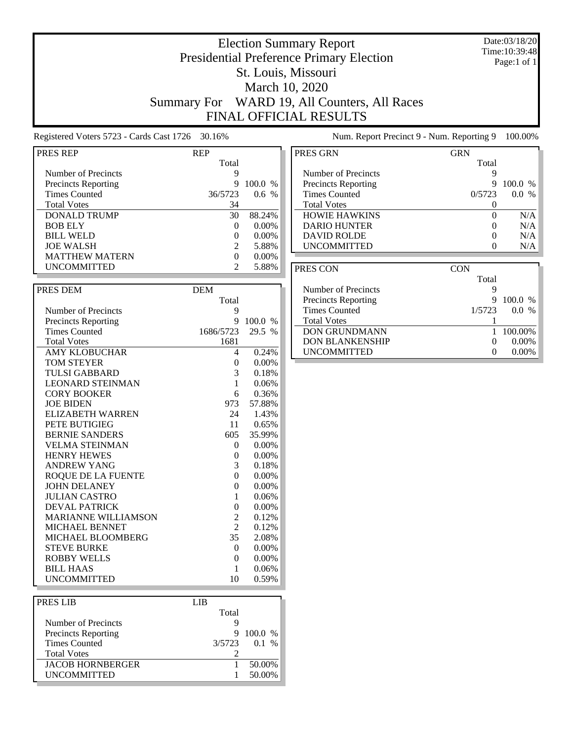# Election Summary Report

## Presidential Preference Primary Election

## St. Louis, Missouri

## March 10, 2020

## Summary For WARD 19, All Counters, All Races

## FINAL OFFICIAL RESULTS

Date:03/18/20
Time:10:39:48
Page:1 of 1

Registered Voters 5723 - Cards Cast 1726 30.16%

Num. Report Precinct 9 - Num. Reporting 9 100.00%

| PRES REP | REP | |
|---|---|---|
| | Total | |
| Number of Precincts | 9 | |
| Precincts Reporting | 9 | 100.0 % |
| Times Counted | 36/5723 | 0.6 % |
| Total Votes | 34 | |
| DONALD TRUMP | 30 | 88.24% |
| BOB ELY | 0 | 0.00% |
| BILL WELD | 0 | 0.00% |
| JOE WALSH | 2 | 5.88% |
| MATTHEW MATERN | 0 | 0.00% |
| UNCOMMITTED | 2 | 5.88% |

| PRES DEM | DEM | |
|---|---|---|
| | Total | |
| Number of Precincts | 9 | |
| Precincts Reporting | 9 | 100.0 % |
| Times Counted | 1686/5723 | 29.5 % |
| Total Votes | 1681 | |
| AMY KLOBUCHAR | 4 | 0.24% |
| TOM STEYER | 0 | 0.00% |
| TULSI GABBARD | 3 | 0.18% |
| LEONARD STEINMAN | 1 | 0.06% |
| CORY BOOKER | 6 | 0.36% |
| JOE BIDEN | 973 | 57.88% |
| ELIZABETH WARREN | 24 | 1.43% |
| PETE BUTIGIEG | 11 | 0.65% |
| BERNIE SANDERS | 605 | 35.99% |
| VELMA STEINMAN | 0 | 0.00% |
| HENRY HEWES | 0 | 0.00% |
| ANDREW YANG | 3 | 0.18% |
| ROQUE DE LA FUENTE | 0 | 0.00% |
| JOHN DELANEY | 0 | 0.00% |
| JULIAN CASTRO | 1 | 0.06% |
| DEVAL PATRICK | 0 | 0.00% |
| MARIANNE WILLIAMSON | 2 | 0.12% |
| MICHAEL BENNET | 2 | 0.12% |
| MICHAEL BLOOMBERG | 35 | 2.08% |
| STEVE BURKE | 0 | 0.00% |
| ROBBY WELLS | 0 | 0.00% |
| BILL HAAS | 1 | 0.06% |
| UNCOMMITTED | 10 | 0.59% |

| PRES LIB | LIB | |
|---|---|---|
| | Total | |
| Number of Precincts | 9 | |
| Precincts Reporting | 9 | 100.0 % |
| Times Counted | 3/5723 | 0.1 % |
| Total Votes | 2 | |
| JACOB HORNBERGER | 1 | 50.00% |
| UNCOMMITTED | 1 | 50.00% |

| PRES GRN | GRN | |
|---|---|---|
| | Total | |
| Number of Precincts | 9 | |
| Precincts Reporting | 9 | 100.0 % |
| Times Counted | 0/5723 | 0.0 % |
| Total Votes | 0 | |
| HOWIE HAWKINS | 0 | N/A |
| DARIO HUNTER | 0 | N/A |
| DAVID ROLDE | 0 | N/A |
| UNCOMMITTED | 0 | N/A |

| PRES CON | CON | |
|---|---|---|
| | Total | |
| Number of Precincts | 9 | |
| Precincts Reporting | 9 | 100.0 % |
| Times Counted | 1/5723 | 0.0 % |
| Total Votes | 1 | |
| DON GRUNDMANN | 1 | 100.00% |
| DON BLANKENSHIP | 0 | 0.00% |
| UNCOMMITTED | 0 | 0.00% |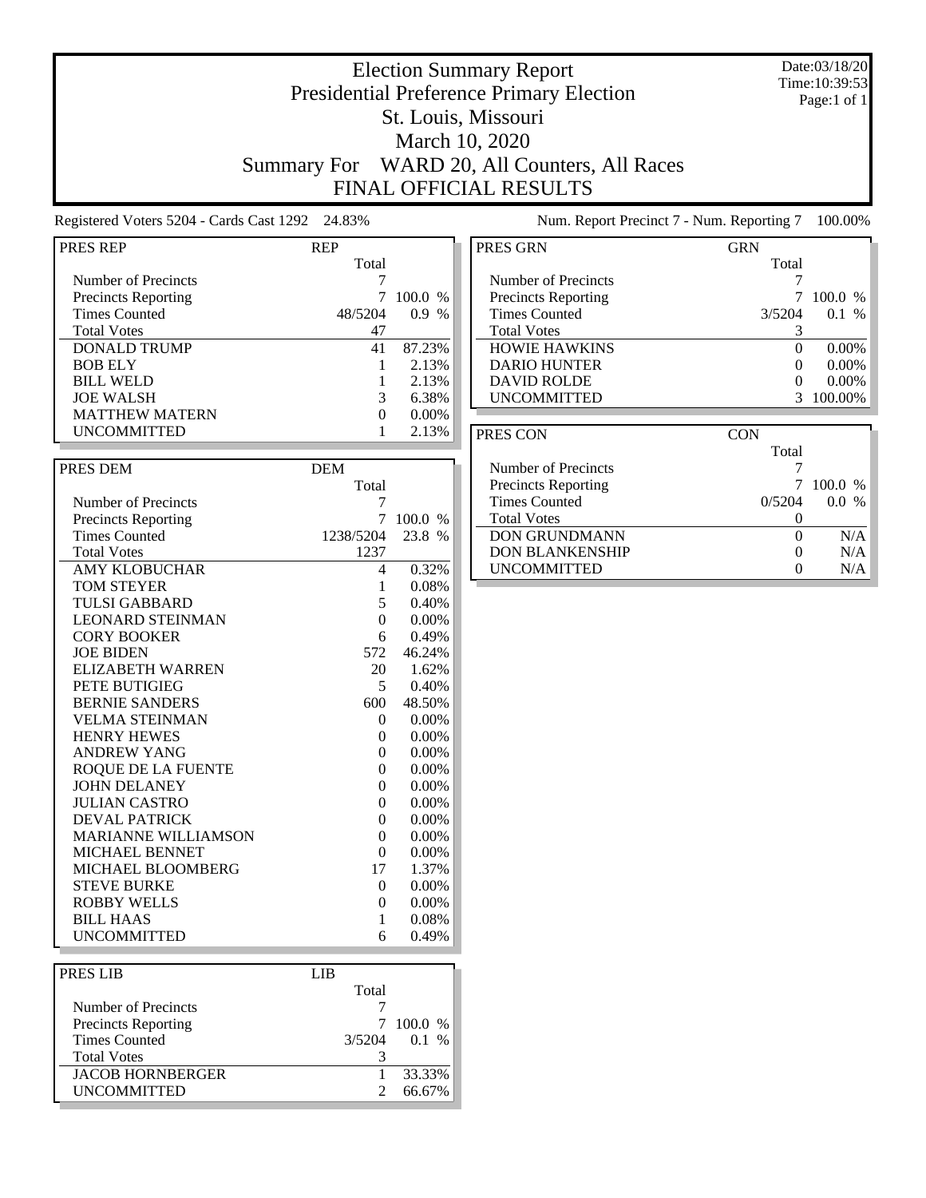# Election Summary Report

## Presidential Preference Primary Election

## St. Louis, Missouri

## March 10, 2020

## Summary For WARD 20, All Counters, All Races

## FINAL OFFICIAL RESULTS

Date:03/18/20
Time:10:39:53
Page:1 of 1

Registered Voters 5204 - Cards Cast 1292 24.83%

Num. Report Precinct 7 - Num. Reporting 7 100.00%

| PRES REP | REP | |
|---|---|---|
| | Total | |
| Number of Precincts | 7 | |
| Precincts Reporting | 7 | 100.0 % |
| Times Counted | 48/5204 | 0.9 % |
| Total Votes | 47 | |
| DONALD TRUMP | 41 | 87.23% |
| BOB ELY | 1 | 2.13% |
| BILL WELD | 1 | 2.13% |
| JOE WALSH | 3 | 6.38% |
| MATTHEW MATERN | 0 | 0.00% |
| UNCOMMITTED | 1 | 2.13% |

| PRES DEM | DEM | |
|---|---|---|
| | Total | |
| Number of Precincts | 7 | |
| Precincts Reporting | 7 | 100.0 % |
| Times Counted | 1238/5204 | 23.8 % |
| Total Votes | 1237 | |
| AMY KLOBUCHAR | 4 | 0.32% |
| TOM STEYER | 1 | 0.08% |
| TULSI GABBARD | 5 | 0.40% |
| LEONARD STEINMAN | 0 | 0.00% |
| CORY BOOKER | 6 | 0.49% |
| JOE BIDEN | 572 | 46.24% |
| ELIZABETH WARREN | 20 | 1.62% |
| PETE BUTIGIEG | 5 | 0.40% |
| BERNIE SANDERS | 600 | 48.50% |
| VELMA STEINMAN | 0 | 0.00% |
| HENRY HEWES | 0 | 0.00% |
| ANDREW YANG | 0 | 0.00% |
| ROQUE DE LA FUENTE | 0 | 0.00% |
| JOHN DELANEY | 0 | 0.00% |
| JULIAN CASTRO | 0 | 0.00% |
| DEVAL PATRICK | 0 | 0.00% |
| MARIANNE WILLIAMSON | 0 | 0.00% |
| MICHAEL BENNET | 0 | 0.00% |
| MICHAEL BLOOMBERG | 17 | 1.37% |
| STEVE BURKE | 0 | 0.00% |
| ROBBY WELLS | 0 | 0.00% |
| BILL HAAS | 1 | 0.08% |
| UNCOMMITTED | 6 | 0.49% |

| PRES LIB | LIB | |
|---|---|---|
| | Total | |
| Number of Precincts | 7 | |
| Precincts Reporting | 7 | 100.0 % |
| Times Counted | 3/5204 | 0.1 % |
| Total Votes | 3 | |
| JACOB HORNBERGER | 1 | 33.33% |
| UNCOMMITTED | 2 | 66.67% |

| PRES GRN | GRN | |
|---|---|---|
| | Total | |
| Number of Precincts | 7 | |
| Precincts Reporting | 7 | 100.0 % |
| Times Counted | 3/5204 | 0.1 % |
| Total Votes | 3 | |
| HOWIE HAWKINS | 0 | 0.00% |
| DARIO HUNTER | 0 | 0.00% |
| DAVID ROLDE | 0 | 0.00% |
| UNCOMMITTED | 3 | 100.00% |

| PRES CON | CON | |
|---|---|---|
| | Total | |
| Number of Precincts | 7 | |
| Precincts Reporting | 7 | 100.0 % |
| Times Counted | 0/5204 | 0.0 % |
| Total Votes | 0 | |
| DON GRUNDMANN | 0 | N/A |
| DON BLANKENSHIP | 0 | N/A |
| UNCOMMITTED | 0 | N/A |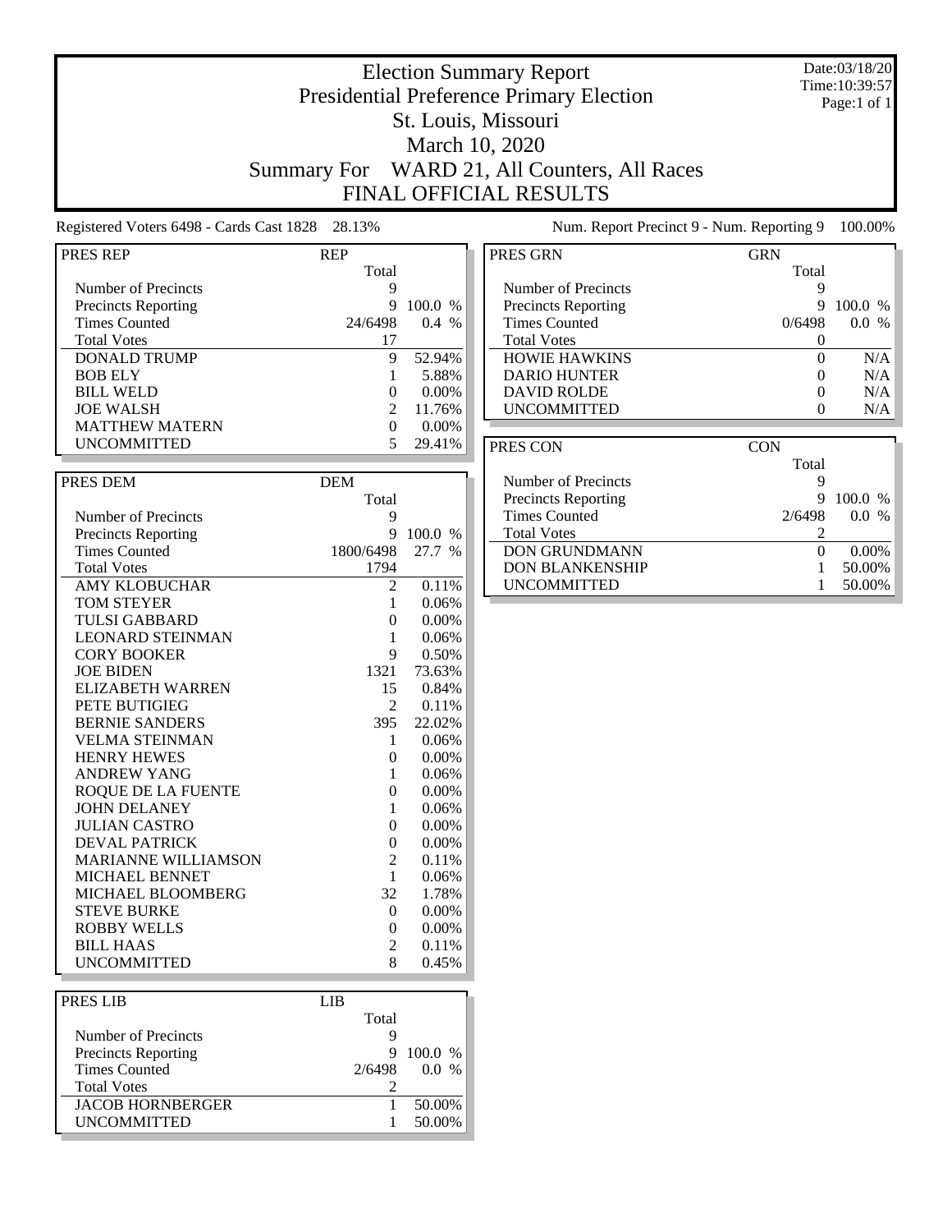# Election Summary Report

## Presidential Preference Primary Election

## St. Louis, Missouri

## March 10, 2020

## Summary For WARD 21, All Counters, All Races

## FINAL OFFICIAL RESULTS

Date:03/18/20
Time:10:39:57
Page:1 of 1

Registered Voters 6498 - Cards Cast 1828 28.13%

Num. Report Precinct 9 - Num. Reporting 9 100.00%

| PRES REP | REP | |
|---|---|---|
| | Total | |
| Number of Precincts | 9 | |
| Precincts Reporting | 9 | 100.0 % |
| Times Counted | 24/6498 | 0.4 % |
| Total Votes | 17 | |
| DONALD TRUMP | 9 | 52.94% |
| BOB ELY | 1 | 5.88% |
| BILL WELD | 0 | 0.00% |
| JOE WALSH | 2 | 11.76% |
| MATTHEW MATERN | 0 | 0.00% |
| UNCOMMITTED | 5 | 29.41% |

| PRES DEM | DEM | |
|---|---|---|
| | Total | |
| Number of Precincts | 9 | |
| Precincts Reporting | 9 | 100.0 % |
| Times Counted | 1800/6498 | 27.7 % |
| Total Votes | 1794 | |
| AMY KLOBUCHAR | 2 | 0.11% |
| TOM STEYER | 1 | 0.06% |
| TULSI GABBARD | 0 | 0.00% |
| LEONARD STEINMAN | 1 | 0.06% |
| CORY BOOKER | 9 | 0.50% |
| JOE BIDEN | 1321 | 73.63% |
| ELIZABETH WARREN | 15 | 0.84% |
| PETE BUTIGIEG | 2 | 0.11% |
| BERNIE SANDERS | 395 | 22.02% |
| VELMA STEINMAN | 1 | 0.06% |
| HENRY HEWES | 0 | 0.00% |
| ANDREW YANG | 1 | 0.06% |
| ROQUE DE LA FUENTE | 0 | 0.00% |
| JOHN DELANEY | 1 | 0.06% |
| JULIAN CASTRO | 0 | 0.00% |
| DEVAL PATRICK | 0 | 0.00% |
| MARIANNE WILLIAMSON | 2 | 0.11% |
| MICHAEL BENNET | 1 | 0.06% |
| MICHAEL BLOOMBERG | 32 | 1.78% |
| STEVE BURKE | 0 | 0.00% |
| ROBBY WELLS | 0 | 0.00% |
| BILL HAAS | 2 | 0.11% |
| UNCOMMITTED | 8 | 0.45% |

| PRES LIB | LIB | |
|---|---|---|
| | Total | |
| Number of Precincts | 9 | |
| Precincts Reporting | 9 | 100.0 % |
| Times Counted | 2/6498 | 0.0 % |
| Total Votes | 2 | |
| JACOB HORNBERGER | 1 | 50.00% |
| UNCOMMITTED | 1 | 50.00% |

| PRES GRN | GRN | |
|---|---|---|
| | Total | |
| Number of Precincts | 9 | |
| Precincts Reporting | 9 | 100.0 % |
| Times Counted | 0/6498 | 0.0 % |
| Total Votes | 0 | |
| HOWIE HAWKINS | 0 | N/A |
| DARIO HUNTER | 0 | N/A |
| DAVID ROLDE | 0 | N/A |
| UNCOMMITTED | 0 | N/A |

| PRES CON | CON | |
|---|---|---|
| | Total | |
| Number of Precincts | 9 | |
| Precincts Reporting | 9 | 100.0 % |
| Times Counted | 2/6498 | 0.0 % |
| Total Votes | 2 | |
| DON GRUNDMANN | 0 | 0.00% |
| DON BLANKENSHIP | 1 | 50.00% |
| UNCOMMITTED | 1 | 50.00% |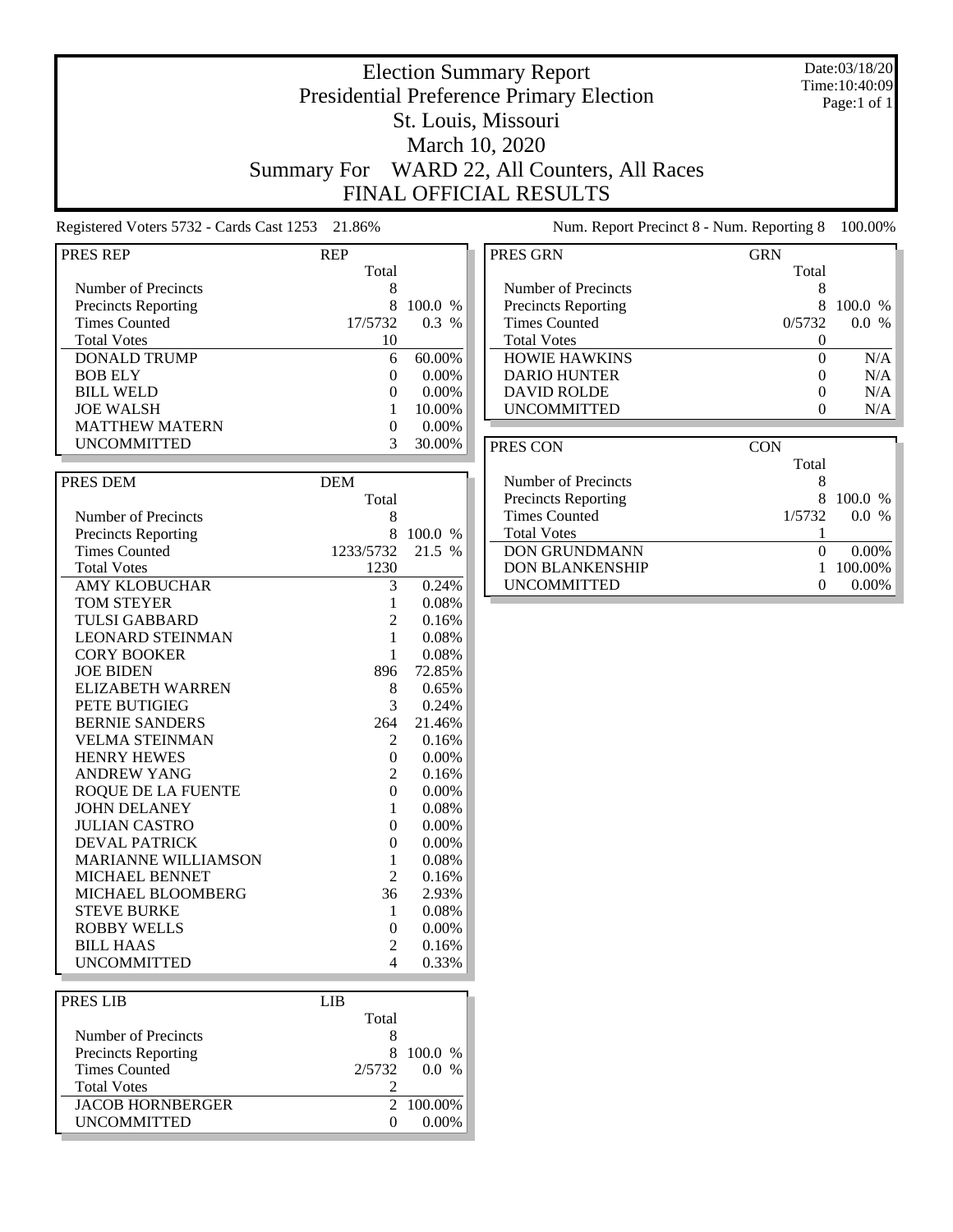# Election Summary Report

## Presidential Preference Primary Election

## St. Louis, Missouri

## March 10, 2020

## Summary For WARD 22, All Counters, All Races

## FINAL OFFICIAL RESULTS

Date:03/18/20
Time:10:40:09
Page:1 of 1

Registered Voters 5732 - Cards Cast 1253 21.86%

Num. Report Precinct 8 - Num. Reporting 8 100.00%

| PRES REP | REP Total | |
|---|---|---|
| Number of Precincts | 8 | |
| Precincts Reporting | 8 | 100.0 % |
| Times Counted | 17/5732 | 0.3 % |
| Total Votes | 10 | |
| DONALD TRUMP | 6 | 60.00% |
| BOB ELY | 0 | 0.00% |
| BILL WELD | 0 | 0.00% |
| JOE WALSH | 1 | 10.00% |
| MATTHEW MATERN | 0 | 0.00% |
| UNCOMMITTED | 3 | 30.00% |

| PRES DEM | DEM Total | |
|---|---|---|
| Number of Precincts | 8 | |
| Precincts Reporting | 8 | 100.0 % |
| Times Counted | 1233/5732 | 21.5 % |
| Total Votes | 1230 | |
| AMY KLOBUCHAR | 3 | 0.24% |
| TOM STEYER | 1 | 0.08% |
| TULSI GABBARD | 2 | 0.16% |
| LEONARD STEINMAN | 1 | 0.08% |
| CORY BOOKER | 1 | 0.08% |
| JOE BIDEN | 896 | 72.85% |
| ELIZABETH WARREN | 8 | 0.65% |
| PETE BUTIGIEG | 3 | 0.24% |
| BERNIE SANDERS | 264 | 21.46% |
| VELMA STEINMAN | 2 | 0.16% |
| HENRY HEWES | 0 | 0.00% |
| ANDREW YANG | 2 | 0.16% |
| ROQUE DE LA FUENTE | 0 | 0.00% |
| JOHN DELANEY | 1 | 0.08% |
| JULIAN CASTRO | 0 | 0.00% |
| DEVAL PATRICK | 0 | 0.00% |
| MARIANNE WILLIAMSON | 1 | 0.08% |
| MICHAEL BENNET | 2 | 0.16% |
| MICHAEL BLOOMBERG | 36 | 2.93% |
| STEVE BURKE | 1 | 0.08% |
| ROBBY WELLS | 0 | 0.00% |
| BILL HAAS | 2 | 0.16% |
| UNCOMMITTED | 4 | 0.33% |

| PRES LIB | LIB Total | |
|---|---|---|
| Number of Precincts | 8 | |
| Precincts Reporting | 8 | 100.0 % |
| Times Counted | 2/5732 | 0.0 % |
| Total Votes | 2 | |
| JACOB HORNBERGER | 2 | 100.00% |
| UNCOMMITTED | 0 | 0.00% |

| PRES GRN | GRN Total | |
|---|---|---|
| Number of Precincts | 8 | |
| Precincts Reporting | 8 | 100.0 % |
| Times Counted | 0/5732 | 0.0 % |
| Total Votes | 0 | |
| HOWIE HAWKINS | 0 | N/A |
| DARIO HUNTER | 0 | N/A |
| DAVID ROLDE | 0 | N/A |
| UNCOMMITTED | 0 | N/A |

| PRES CON | CON Total | |
|---|---|---|
| Number of Precincts | 8 | |
| Precincts Reporting | 8 | 100.0 % |
| Times Counted | 1/5732 | 0.0 % |
| Total Votes | 1 | |
| DON GRUNDMANN | 0 | 0.00% |
| DON BLANKENSHIP | 1 | 100.00% |
| UNCOMMITTED | 0 | 0.00% |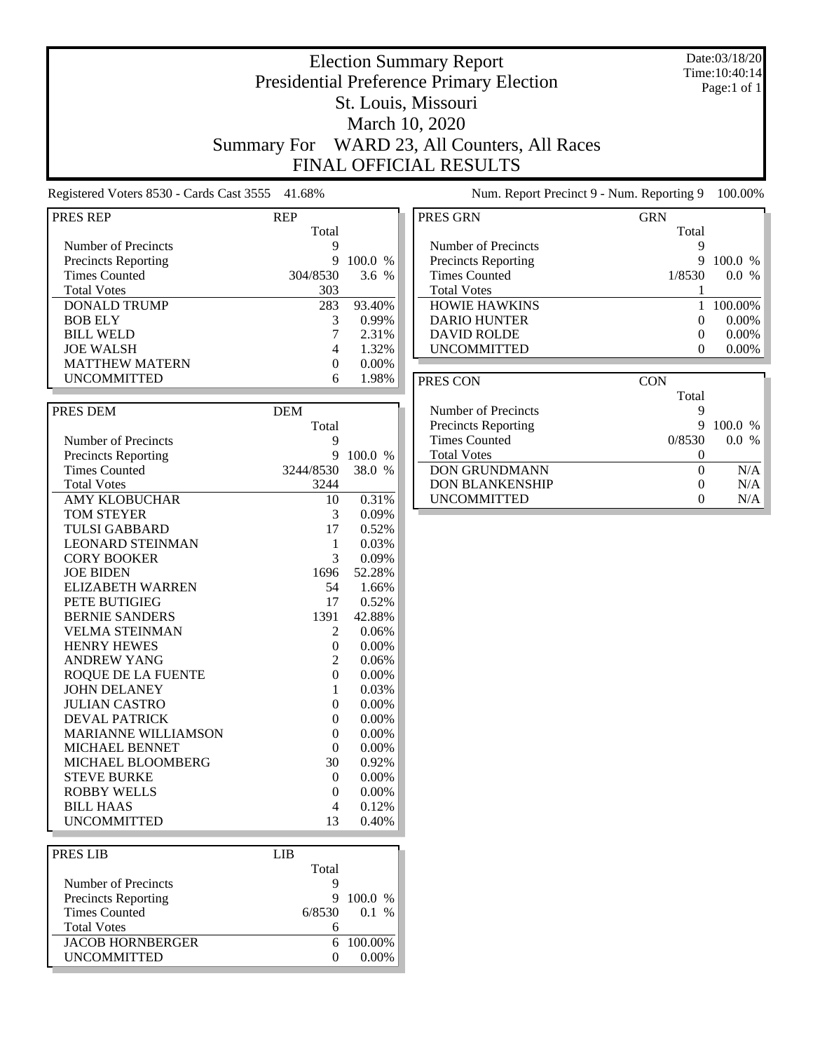# Election Summary Report

## Presidential Preference Primary Election

## St. Louis, Missouri

## March 10, 2020

## Summary For WARD 23, All Counters, All Races

## FINAL OFFICIAL RESULTS

Date:03/18/20
Time:10:40:14
Page:1 of 1

Registered Voters 8530 - Cards Cast 3555 41.68%

Num. Report Precinct 9 - Num. Reporting 9 100.00%

| PRES REP | REP Total | |
|---|---|---|
| Number of Precincts | 9 | |
| Precincts Reporting | 9 | 100.0 % |
| Times Counted | 304/8530 | 3.6 % |
| Total Votes | 303 | |
| DONALD TRUMP | 283 | 93.40% |
| BOB ELY | 3 | 0.99% |
| BILL WELD | 7 | 2.31% |
| JOE WALSH | 4 | 1.32% |
| MATTHEW MATERN | 0 | 0.00% |
| UNCOMMITTED | 6 | 1.98% |

| PRES DEM | DEM Total | |
|---|---|---|
| Number of Precincts | 9 | |
| Precincts Reporting | 9 | 100.0 % |
| Times Counted | 3244/8530 | 38.0 % |
| Total Votes | 3244 | |
| AMY KLOBUCHAR | 10 | 0.31% |
| TOM STEYER | 3 | 0.09% |
| TULSI GABBARD | 17 | 0.52% |
| LEONARD STEINMAN | 1 | 0.03% |
| CORY BOOKER | 3 | 0.09% |
| JOE BIDEN | 1696 | 52.28% |
| ELIZABETH WARREN | 54 | 1.66% |
| PETE BUTIGIEG | 17 | 0.52% |
| BERNIE SANDERS | 1391 | 42.88% |
| VELMA STEINMAN | 2 | 0.06% |
| HENRY HEWES | 0 | 0.00% |
| ANDREW YANG | 2 | 0.06% |
| ROQUE DE LA FUENTE | 0 | 0.00% |
| JOHN DELANEY | 1 | 0.03% |
| JULIAN CASTRO | 0 | 0.00% |
| DEVAL PATRICK | 0 | 0.00% |
| MARIANNE WILLIAMSON | 0 | 0.00% |
| MICHAEL BENNET | 0 | 0.00% |
| MICHAEL BLOOMBERG | 30 | 0.92% |
| STEVE BURKE | 0 | 0.00% |
| ROBBY WELLS | 0 | 0.00% |
| BILL HAAS | 4 | 0.12% |
| UNCOMMITTED | 13 | 0.40% |

| PRES LIB | LIB Total | |
|---|---|---|
| Number of Precincts | 9 | |
| Precincts Reporting | 9 | 100.0 % |
| Times Counted | 6/8530 | 0.1 % |
| Total Votes | 6 | |
| JACOB HORNBERGER | 6 | 100.00% |
| UNCOMMITTED | 0 | 0.00% |

| PRES GRN | GRN Total | |
|---|---|---|
| Number of Precincts | 9 | |
| Precincts Reporting | 9 | 100.0 % |
| Times Counted | 1/8530 | 0.0 % |
| Total Votes | 1 | |
| HOWIE HAWKINS | 1 | 100.00% |
| DARIO HUNTER | 0 | 0.00% |
| DAVID ROLDE | 0 | 0.00% |
| UNCOMMITTED | 0 | 0.00% |

| PRES CON | CON Total | |
|---|---|---|
| Number of Precincts | 9 | |
| Precincts Reporting | 9 | 100.0 % |
| Times Counted | 0/8530 | 0.0 % |
| Total Votes | 0 | |
| DON GRUNDMANN | 0 | N/A |
| DON BLANKENSHIP | 0 | N/A |
| UNCOMMITTED | 0 | N/A |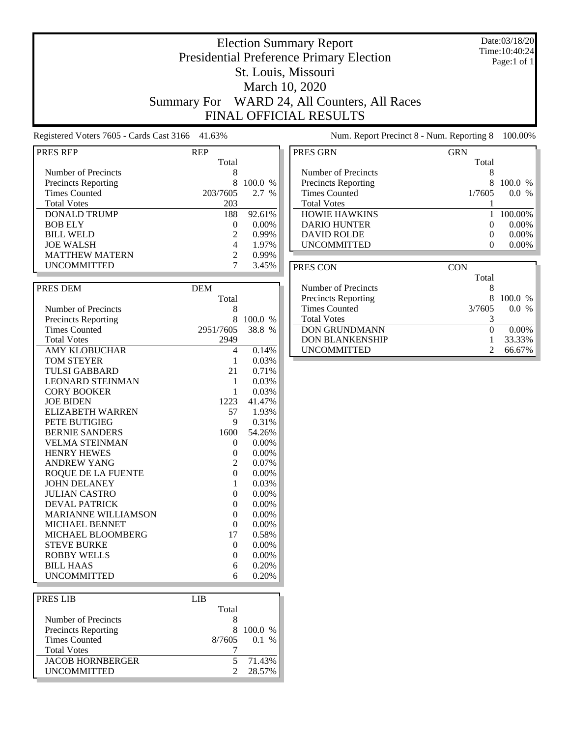# Election Summary Report

## Presidential Preference Primary Election

## St. Louis, Missouri

## March 10, 2020

## Summary For WARD 24, All Counters, All Races

## FINAL OFFICIAL RESULTS

Date:03/18/20
Time:10:40:24
Page:1 of 1

Registered Voters 7605 - Cards Cast 3166 41.63%

Num. Report Precinct 8 - Num. Reporting 8 100.00%

| PRES REP | REP | |
|---|---|---|
| | Total | |
| Number of Precincts | 8 | |
| Precincts Reporting | 8 | 100.0 % |
| Times Counted | 203/7605 | 2.7 % |
| Total Votes | 203 | |
| DONALD TRUMP | 188 | 92.61% |
| BOB ELY | 0 | 0.00% |
| BILL WELD | 2 | 0.99% |
| JOE WALSH | 4 | 1.97% |
| MATTHEW MATERN | 2 | 0.99% |
| UNCOMMITTED | 7 | 3.45% |

| PRES DEM | DEM | |
|---|---|---|
| | Total | |
| Number of Precincts | 8 | |
| Precincts Reporting | 8 | 100.0 % |
| Times Counted | 2951/7605 | 38.8 % |
| Total Votes | 2949 | |
| AMY KLOBUCHAR | 4 | 0.14% |
| TOM STEYER | 1 | 0.03% |
| TULSI GABBARD | 21 | 0.71% |
| LEONARD STEINMAN | 1 | 0.03% |
| CORY BOOKER | 1 | 0.03% |
| JOE BIDEN | 1223 | 41.47% |
| ELIZABETH WARREN | 57 | 1.93% |
| PETE BUTIGIEG | 9 | 0.31% |
| BERNIE SANDERS | 1600 | 54.26% |
| VELMA STEINMAN | 0 | 0.00% |
| HENRY HEWES | 0 | 0.00% |
| ANDREW YANG | 2 | 0.07% |
| ROQUE DE LA FUENTE | 0 | 0.00% |
| JOHN DELANEY | 1 | 0.03% |
| JULIAN CASTRO | 0 | 0.00% |
| DEVAL PATRICK | 0 | 0.00% |
| MARIANNE WILLIAMSON | 0 | 0.00% |
| MICHAEL BENNET | 0 | 0.00% |
| MICHAEL BLOOMBERG | 17 | 0.58% |
| STEVE BURKE | 0 | 0.00% |
| ROBBY WELLS | 0 | 0.00% |
| BILL HAAS | 6 | 0.20% |
| UNCOMMITTED | 6 | 0.20% |

| PRES LIB | LIB | |
|---|---|---|
| | Total | |
| Number of Precincts | 8 | |
| Precincts Reporting | 8 | 100.0 % |
| Times Counted | 8/7605 | 0.1 % |
| Total Votes | 7 | |
| JACOB HORNBERGER | 5 | 71.43% |
| UNCOMMITTED | 2 | 28.57% |

| PRES GRN | GRN | |
|---|---|---|
| | Total | |
| Number of Precincts | 8 | |
| Precincts Reporting | 8 | 100.0 % |
| Times Counted | 1/7605 | 0.0 % |
| Total Votes | 1 | |
| HOWIE HAWKINS | 1 | 100.00% |
| DARIO HUNTER | 0 | 0.00% |
| DAVID ROLDE | 0 | 0.00% |
| UNCOMMITTED | 0 | 0.00% |

| PRES CON | CON | |
|---|---|---|
| | Total | |
| Number of Precincts | 8 | |
| Precincts Reporting | 8 | 100.0 % |
| Times Counted | 3/7605 | 0.0 % |
| Total Votes | 3 | |
| DON GRUNDMANN | 0 | 0.00% |
| DON BLANKENSHIP | 1 | 33.33% |
| UNCOMMITTED | 2 | 66.67% |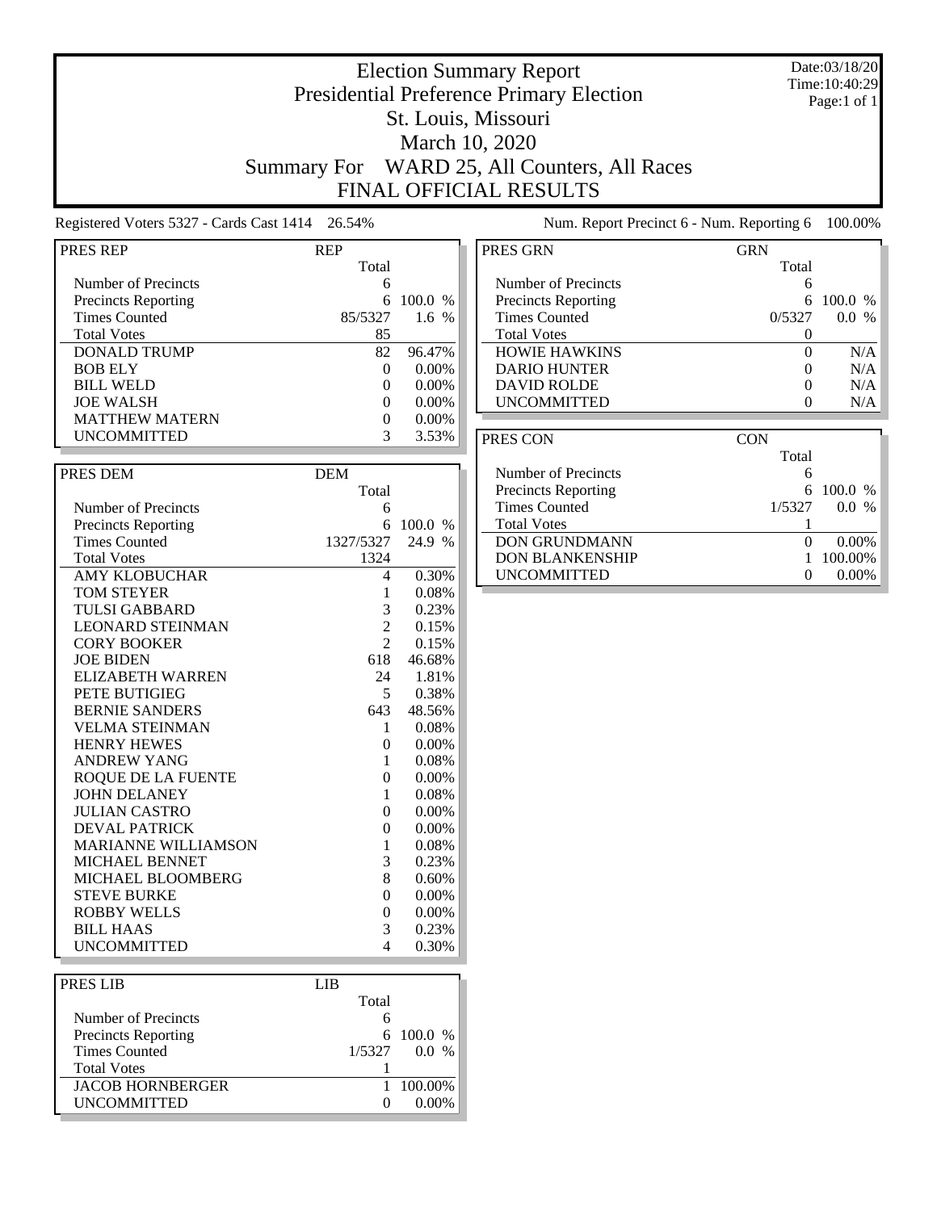# Election Summary Report

Date:03/18/20
Time:10:40:29
Page:1 of 1

## Presidential Preference Primary Election
## St. Louis, Missouri
## March 10, 2020
## Summary For WARD 25, All Counters, All Races
## FINAL OFFICIAL RESULTS

Registered Voters 5327 - Cards Cast 1414 26.54%

Num. Report Precinct 6 - Num. Reporting 6 100.00%

| PRES REP | REP Total | |
|---|---|---|
| Number of Precincts | 6 | |
| Precincts Reporting | 6 | 100.0 % |
| Times Counted | 85/5327 | 1.6 % |
| Total Votes | 85 | |
| DONALD TRUMP | 82 | 96.47% |
| BOB ELY | 0 | 0.00% |
| BILL WELD | 0 | 0.00% |
| JOE WALSH | 0 | 0.00% |
| MATTHEW MATERN | 0 | 0.00% |
| UNCOMMITTED | 3 | 3.53% |

| PRES DEM | DEM Total | |
|---|---|---|
| Number of Precincts | 6 | |
| Precincts Reporting | 6 | 100.0 % |
| Times Counted | 1327/5327 | 24.9 % |
| Total Votes | 1324 | |
| AMY KLOBUCHAR | 4 | 0.30% |
| TOM STEYER | 1 | 0.08% |
| TULSI GABBARD | 3 | 0.23% |
| LEONARD STEINMAN | 2 | 0.15% |
| CORY BOOKER | 2 | 0.15% |
| JOE BIDEN | 618 | 46.68% |
| ELIZABETH WARREN | 24 | 1.81% |
| PETE BUTIGIEG | 5 | 0.38% |
| BERNIE SANDERS | 643 | 48.56% |
| VELMA STEINMAN | 1 | 0.08% |
| HENRY HEWES | 0 | 0.00% |
| ANDREW YANG | 1 | 0.08% |
| ROQUE DE LA FUENTE | 0 | 0.00% |
| JOHN DELANEY | 1 | 0.08% |
| JULIAN CASTRO | 0 | 0.00% |
| DEVAL PATRICK | 0 | 0.00% |
| MARIANNE WILLIAMSON | 1 | 0.08% |
| MICHAEL BENNET | 3 | 0.23% |
| MICHAEL BLOOMBERG | 8 | 0.60% |
| STEVE BURKE | 0 | 0.00% |
| ROBBY WELLS | 0 | 0.00% |
| BILL HAAS | 3 | 0.23% |
| UNCOMMITTED | 4 | 0.30% |

| PRES LIB | LIB Total | |
|---|---|---|
| Number of Precincts | 6 | |
| Precincts Reporting | 6 | 100.0 % |
| Times Counted | 1/5327 | 0.0 % |
| Total Votes | 1 | |
| JACOB HORNBERGER | 1 | 100.00% |
| UNCOMMITTED | 0 | 0.00% |

| PRES GRN | GRN Total | |
|---|---|---|
| Number of Precincts | 6 | |
| Precincts Reporting | 6 | 100.0 % |
| Times Counted | 0/5327 | 0.0 % |
| Total Votes | 0 | |
| HOWIE HAWKINS | 0 | N/A |
| DARIO HUNTER | 0 | N/A |
| DAVID ROLDE | 0 | N/A |
| UNCOMMITTED | 0 | N/A |

| PRES CON | CON Total | |
|---|---|---|
| Number of Precincts | 6 | |
| Precincts Reporting | 6 | 100.0 % |
| Times Counted | 1/5327 | 0.0 % |
| Total Votes | 1 | |
| DON GRUNDMANN | 0 | 0.00% |
| DON BLANKENSHIP | 1 | 100.00% |
| UNCOMMITTED | 0 | 0.00% |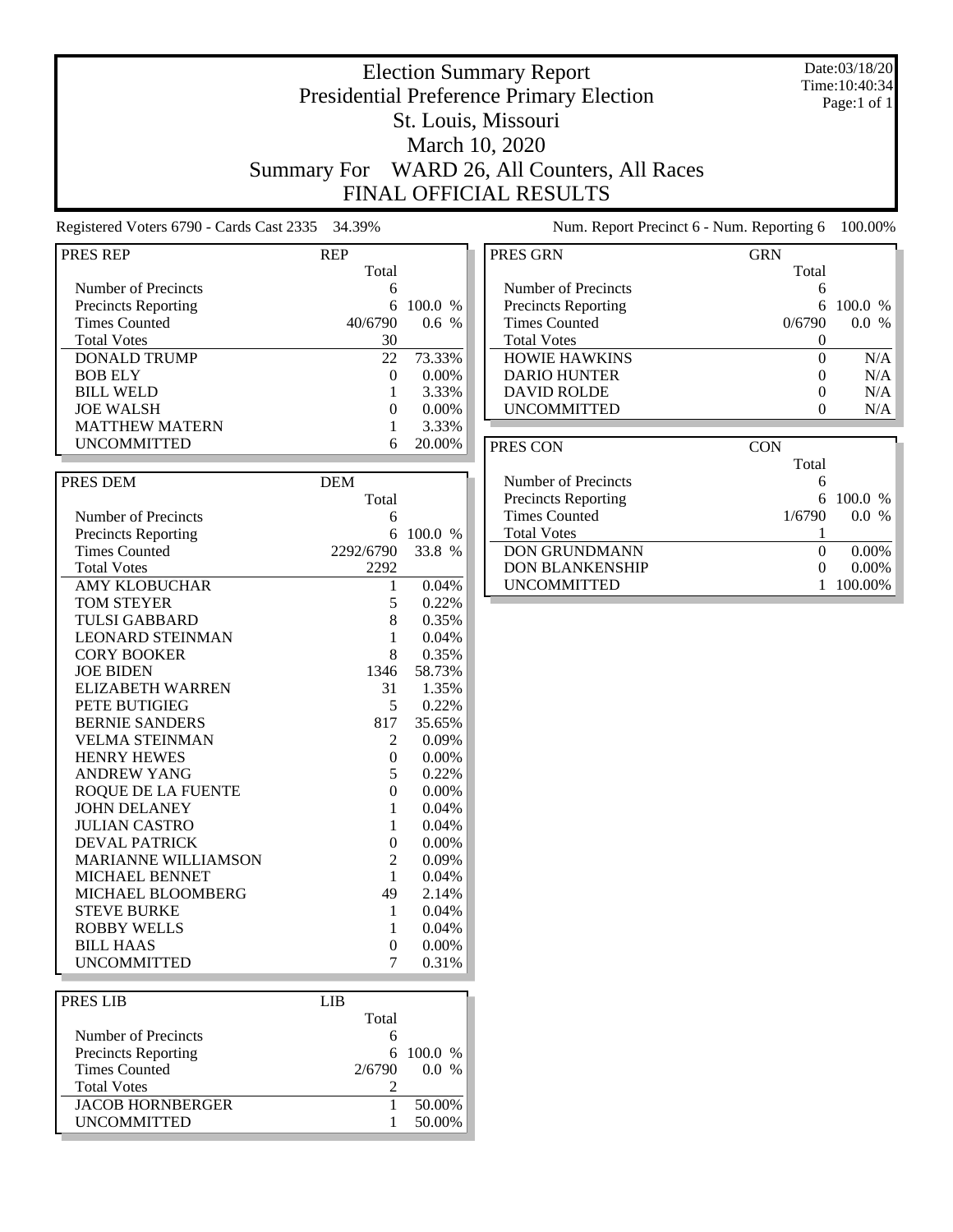# Election Summary Report

## Presidential Preference Primary Election

## St. Louis, Missouri

## March 10, 2020

## Summary For WARD 26, All Counters, All Races

## FINAL OFFICIAL RESULTS

Date:03/18/20
Time:10:40:34
Page:1 of 1

Registered Voters 6790 - Cards Cast 2335 34.39%

Num. Report Precinct 6 - Num. Reporting 6 100.00%

| PRES REP | REP | |
|---|---|---|
| | Total | |
| Number of Precincts | 6 | |
| Precincts Reporting | 6 | 100.0 % |
| Times Counted | 40/6790 | 0.6 % |
| Total Votes | 30 | |
| DONALD TRUMP | 22 | 73.33% |
| BOB ELY | 0 | 0.00% |
| BILL WELD | 1 | 3.33% |
| JOE WALSH | 0 | 0.00% |
| MATTHEW MATERN | 1 | 3.33% |
| UNCOMMITTED | 6 | 20.00% |

| PRES DEM | DEM | |
|---|---|---|
| | Total | |
| Number of Precincts | 6 | |
| Precincts Reporting | 6 | 100.0 % |
| Times Counted | 2292/6790 | 33.8 % |
| Total Votes | 2292 | |
| AMY KLOBUCHAR | 1 | 0.04% |
| TOM STEYER | 5 | 0.22% |
| TULSI GABBARD | 8 | 0.35% |
| LEONARD STEINMAN | 1 | 0.04% |
| CORY BOOKER | 8 | 0.35% |
| JOE BIDEN | 1346 | 58.73% |
| ELIZABETH WARREN | 31 | 1.35% |
| PETE BUTIGIEG | 5 | 0.22% |
| BERNIE SANDERS | 817 | 35.65% |
| VELMA STEINMAN | 2 | 0.09% |
| HENRY HEWES | 0 | 0.00% |
| ANDREW YANG | 5 | 0.22% |
| ROQUE DE LA FUENTE | 0 | 0.00% |
| JOHN DELANEY | 1 | 0.04% |
| JULIAN CASTRO | 1 | 0.04% |
| DEVAL PATRICK | 0 | 0.00% |
| MARIANNE WILLIAMSON | 2 | 0.09% |
| MICHAEL BENNET | 1 | 0.04% |
| MICHAEL BLOOMBERG | 49 | 2.14% |
| STEVE BURKE | 1 | 0.04% |
| ROBBY WELLS | 1 | 0.04% |
| BILL HAAS | 0 | 0.00% |
| UNCOMMITTED | 7 | 0.31% |

| PRES LIB | LIB | |
|---|---|---|
| | Total | |
| Number of Precincts | 6 | |
| Precincts Reporting | 6 | 100.0 % |
| Times Counted | 2/6790 | 0.0 % |
| Total Votes | 2 | |
| JACOB HORNBERGER | 1 | 50.00% |
| UNCOMMITTED | 1 | 50.00% |

| PRES GRN | GRN | |
|---|---|---|
| | Total | |
| Number of Precincts | 6 | |
| Precincts Reporting | 6 | 100.0 % |
| Times Counted | 0/6790 | 0.0 % |
| Total Votes | 0 | |
| HOWIE HAWKINS | 0 | N/A |
| DARIO HUNTER | 0 | N/A |
| DAVID ROLDE | 0 | N/A |
| UNCOMMITTED | 0 | N/A |

| PRES CON | CON | |
|---|---|---|
| | Total | |
| Number of Precincts | 6 | |
| Precincts Reporting | 6 | 100.0 % |
| Times Counted | 1/6790 | 0.0 % |
| Total Votes | 1 | |
| DON GRUNDMANN | 0 | 0.00% |
| DON BLANKENSHIP | 0 | 0.00% |
| UNCOMMITTED | 1 | 100.00% |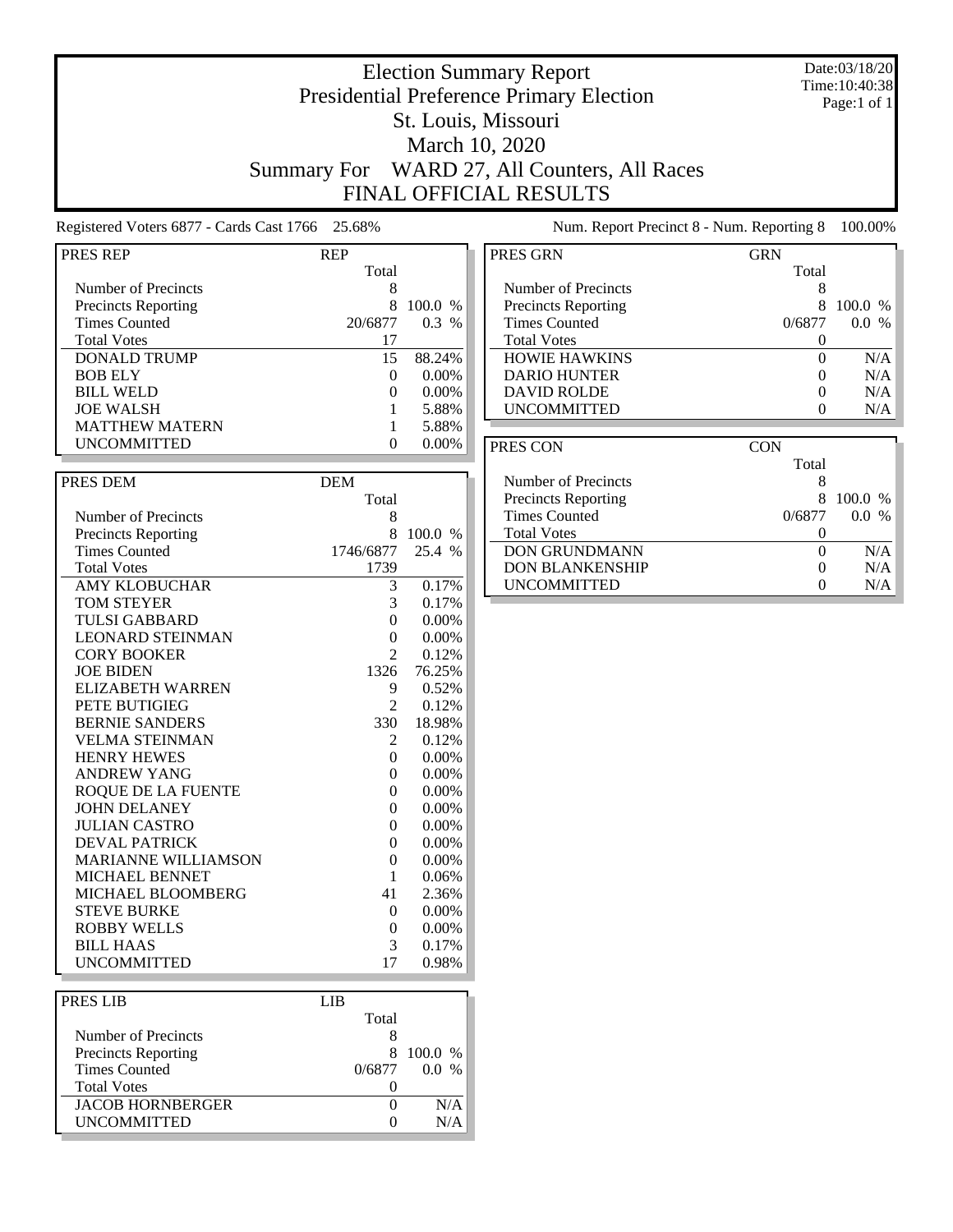# Election Summary Report

## Presidential Preference Primary Election

## St. Louis, Missouri

## March 10, 2020

## Summary For WARD 27, All Counters, All Races

## FINAL OFFICIAL RESULTS

Date:03/18/20
Time:10:40:38
Page:1 of 1

Registered Voters 6877 - Cards Cast 1766 25.68%

Num. Report Precinct 8 - Num. Reporting 8 100.00%

| PRES REP | REP Total | |
|---|---|---|
| Number of Precincts | 8 | |
| Precincts Reporting | 8 | 100.0 % |
| Times Counted | 20/6877 | 0.3 % |
| Total Votes | 17 | |
| DONALD TRUMP | 15 | 88.24% |
| BOB ELY | 0 | 0.00% |
| BILL WELD | 0 | 0.00% |
| JOE WALSH | 1 | 5.88% |
| MATTHEW MATERN | 1 | 5.88% |
| UNCOMMITTED | 0 | 0.00% |

| PRES DEM | DEM Total | |
|---|---|---|
| Number of Precincts | 8 | |
| Precincts Reporting | 8 | 100.0 % |
| Times Counted | 1746/6877 | 25.4 % |
| Total Votes | 1739 | |
| AMY KLOBUCHAR | 3 | 0.17% |
| TOM STEYER | 3 | 0.17% |
| TULSI GABBARD | 0 | 0.00% |
| LEONARD STEINMAN | 0 | 0.00% |
| CORY BOOKER | 2 | 0.12% |
| JOE BIDEN | 1326 | 76.25% |
| ELIZABETH WARREN | 9 | 0.52% |
| PETE BUTIGIEG | 2 | 0.12% |
| BERNIE SANDERS | 330 | 18.98% |
| VELMA STEINMAN | 2 | 0.12% |
| HENRY HEWES | 0 | 0.00% |
| ANDREW YANG | 0 | 0.00% |
| ROQUE DE LA FUENTE | 0 | 0.00% |
| JOHN DELANEY | 0 | 0.00% |
| JULIAN CASTRO | 0 | 0.00% |
| DEVAL PATRICK | 0 | 0.00% |
| MARIANNE WILLIAMSON | 0 | 0.00% |
| MICHAEL BENNET | 1 | 0.06% |
| MICHAEL BLOOMBERG | 41 | 2.36% |
| STEVE BURKE | 0 | 0.00% |
| ROBBY WELLS | 0 | 0.00% |
| BILL HAAS | 3 | 0.17% |
| UNCOMMITTED | 17 | 0.98% |

| PRES LIB | LIB Total | |
|---|---|---|
| Number of Precincts | 8 | |
| Precincts Reporting | 8 | 100.0 % |
| Times Counted | 0/6877 | 0.0 % |
| Total Votes | 0 | |
| JACOB HORNBERGER | 0 | N/A |
| UNCOMMITTED | 0 | N/A |

| PRES GRN | GRN Total | |
|---|---|---|
| Number of Precincts | 8 | |
| Precincts Reporting | 8 | 100.0 % |
| Times Counted | 0/6877 | 0.0 % |
| Total Votes | 0 | |
| HOWIE HAWKINS | 0 | N/A |
| DARIO HUNTER | 0 | N/A |
| DAVID ROLDE | 0 | N/A |
| UNCOMMITTED | 0 | N/A |

| PRES CON | CON Total | |
|---|---|---|
| Number of Precincts | 8 | |
| Precincts Reporting | 8 | 100.0 % |
| Times Counted | 0/6877 | 0.0 % |
| Total Votes | 0 | |
| DON GRUNDMANN | 0 | N/A |
| DON BLANKENSHIP | 0 | N/A |
| UNCOMMITTED | 0 | N/A |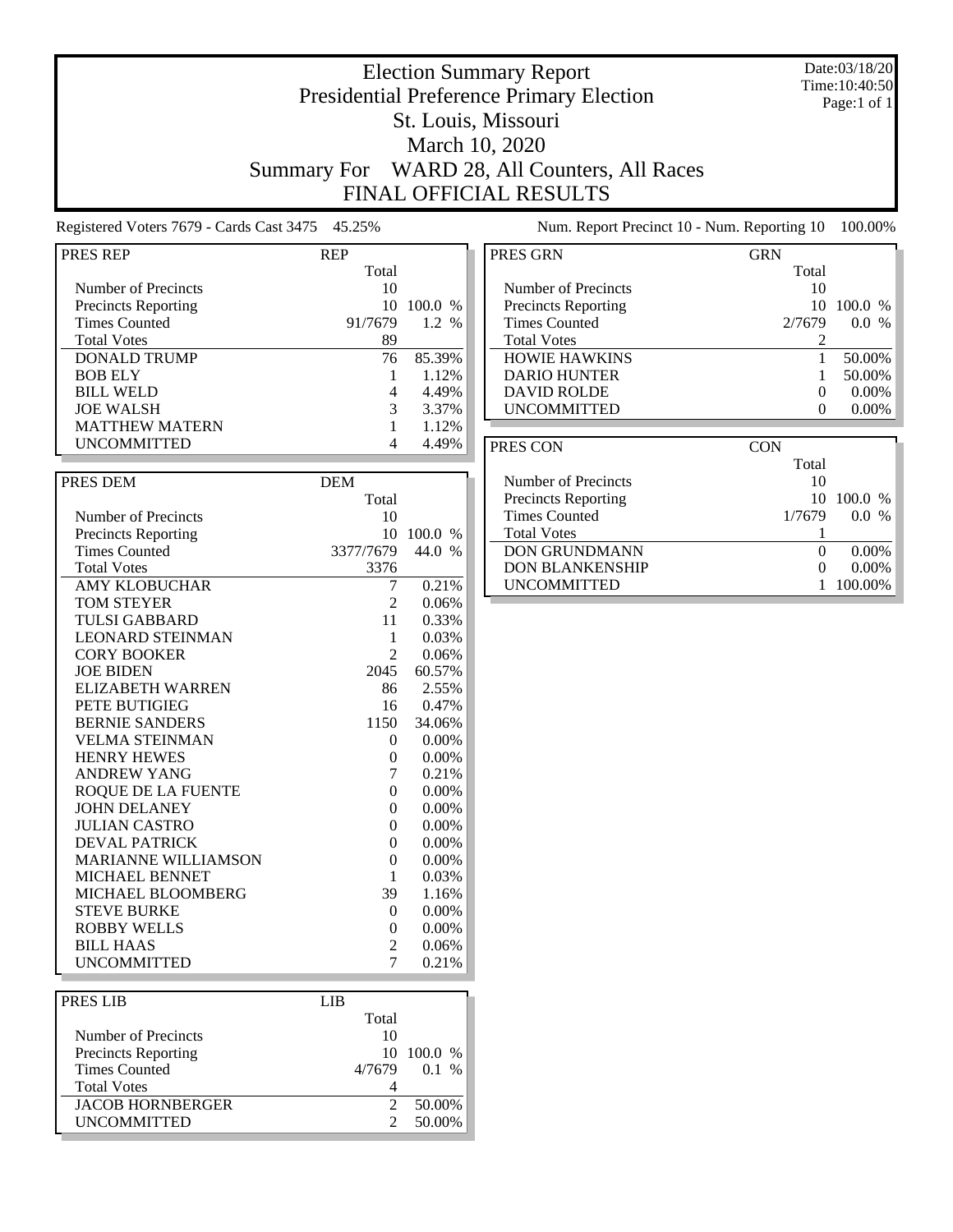# Election Summary Report

## Presidential Preference Primary Election

## St. Louis, Missouri

## March 10, 2020

## Summary For WARD 28, All Counters, All Races

## FINAL OFFICIAL RESULTS

Date:03/18/20
Time:10:40:50
Page:1 of 1

Registered Voters 7679 - Cards Cast 3475 45.25%

Num. Report Precinct 10 - Num. Reporting 10 100.00%

| PRES REP | REP Total | |
|---|---|---|
| Number of Precincts | 10 | |
| Precincts Reporting | 10 | 100.0 % |
| Times Counted | 91/7679 | 1.2 % |
| Total Votes | 89 | |
| DONALD TRUMP | 76 | 85.39% |
| BOB ELY | 1 | 1.12% |
| BILL WELD | 4 | 4.49% |
| JOE WALSH | 3 | 3.37% |
| MATTHEW MATERN | 1 | 1.12% |
| UNCOMMITTED | 4 | 4.49% |

| PRES DEM | DEM Total | |
|---|---|---|
| Number of Precincts | 10 | |
| Precincts Reporting | 10 | 100.0 % |
| Times Counted | 3377/7679 | 44.0 % |
| Total Votes | 3376 | |
| AMY KLOBUCHAR | 7 | 0.21% |
| TOM STEYER | 2 | 0.06% |
| TULSI GABBARD | 11 | 0.33% |
| LEONARD STEINMAN | 1 | 0.03% |
| CORY BOOKER | 2 | 0.06% |
| JOE BIDEN | 2045 | 60.57% |
| ELIZABETH WARREN | 86 | 2.55% |
| PETE BUTIGIEG | 16 | 0.47% |
| BERNIE SANDERS | 1150 | 34.06% |
| VELMA STEINMAN | 0 | 0.00% |
| HENRY HEWES | 0 | 0.00% |
| ANDREW YANG | 7 | 0.21% |
| ROQUE DE LA FUENTE | 0 | 0.00% |
| JOHN DELANEY | 0 | 0.00% |
| JULIAN CASTRO | 0 | 0.00% |
| DEVAL PATRICK | 0 | 0.00% |
| MARIANNE WILLIAMSON | 0 | 0.00% |
| MICHAEL BENNET | 1 | 0.03% |
| MICHAEL BLOOMBERG | 39 | 1.16% |
| STEVE BURKE | 0 | 0.00% |
| ROBBY WELLS | 0 | 0.00% |
| BILL HAAS | 2 | 0.06% |
| UNCOMMITTED | 7 | 0.21% |

| PRES LIB | LIB Total | |
|---|---|---|
| Number of Precincts | 10 | |
| Precincts Reporting | 10 | 100.0 % |
| Times Counted | 4/7679 | 0.1 % |
| Total Votes | 4 | |
| JACOB HORNBERGER | 2 | 50.00% |
| UNCOMMITTED | 2 | 50.00% |

| PRES GRN | GRN Total | |
|---|---|---|
| Number of Precincts | 10 | |
| Precincts Reporting | 10 | 100.0 % |
| Times Counted | 2/7679 | 0.0 % |
| Total Votes | 2 | |
| HOWIE HAWKINS | 1 | 50.00% |
| DARIO HUNTER | 1 | 50.00% |
| DAVID ROLDE | 0 | 0.00% |
| UNCOMMITTED | 0 | 0.00% |

| PRES CON | CON Total | |
|---|---|---|
| Number of Precincts | 10 | |
| Precincts Reporting | 10 | 100.0 % |
| Times Counted | 1/7679 | 0.0 % |
| Total Votes | 1 | |
| DON GRUNDMANN | 0 | 0.00% |
| DON BLANKENSHIP | 0 | 0.00% |
| UNCOMMITTED | 1 | 100.00% |